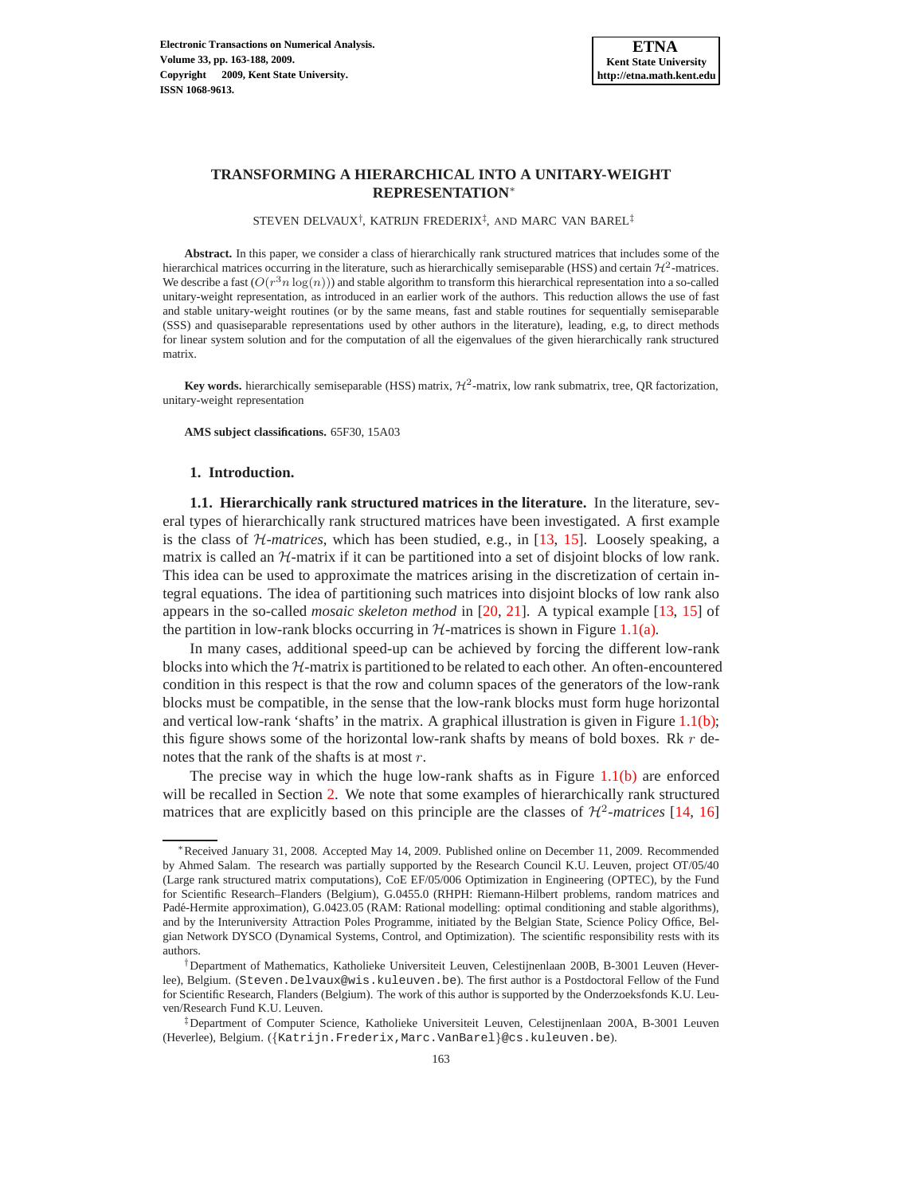# TRANSFORMING A HIERARCHICAL INTO A UNITARY-WEIGHT REPRESENTATION*

STEVEN DELVAUX†, KATRIJN FREDERIX‡, AND MARC VAN BAREL‡

**Abstract.** In this paper, we consider a class of hierarchically rank structured matrices that includes some of the hierarchical matrices occurring in the literature, such as hierarchically semiseparable (HSS) and certain $\mathcal{H}^2$-matrices. We describe a fast ($O(r^3 n \log(n))$) and stable algorithm to transform this hierarchical representation into a so-called unitary-weight representation, as introduced in an earlier work of the authors. This reduction allows the use of fast and stable unitary-weight routines (or by the same means, fast and stable routines for sequentially semiseparable (SSS) and quasiseparable representations used by other authors in the literature), leading, e.g, to direct methods for linear system solution and for the computation of all the eigenvalues of the given hierarchically rank structured matrix.

**Key words.** hierarchically semiseparable (HSS) matrix, $\mathcal{H}^2$-matrix, low rank submatrix, tree, QR factorization, unitary-weight representation

**AMS subject classifications.** 65F30, 15A03

## 1. Introduction.

### 1.1. Hierarchically rank structured matrices in the literature.

In the literature, several types of hierarchically rank structured matrices have been investigated. A first example is the class of $\mathcal{H}$*-matrices*, which has been studied, e.g., in [13, 15]. Loosely speaking, a matrix is called an $\mathcal{H}$-matrix if it can be partitioned into a set of disjoint blocks of low rank. This idea can be used to approximate the matrices arising in the discretization of certain integral equations. The idea of partitioning such matrices into disjoint blocks of low rank also appears in the so-called *mosaic skeleton method* in [20, 21]. A typical example [13, 15] of the partition in low-rank blocks occurring in $\mathcal{H}$-matrices is shown in Figure 1.1(a).

In many cases, additional speed-up can be achieved by forcing the different low-rank blocks into which the $\mathcal{H}$-matrix is partitioned to be related to each other. An often-encountered condition in this respect is that the row and column spaces of the generators of the low-rank blocks must be compatible, in the sense that the low-rank blocks must form huge horizontal and vertical low-rank 'shafts' in the matrix. A graphical illustration is given in Figure 1.1(b); this figure shows some of the horizontal low-rank shafts by means of bold boxes. Rk $r$ denotes that the rank of the shafts is at most $r$.

The precise way in which the huge low-rank shafts as in Figure 1.1(b) are enforced will be recalled in Section 2. We note that some examples of hierarchically rank structured matrices that are explicitly based on this principle are the classes of $\mathcal{H}^2$*-matrices* [14, 16]

---

*Received January 31, 2008. Accepted May 14, 2009. Published online on December 11, 2009. Recommended by Ahmed Salam. The research was partially supported by the Research Council K.U. Leuven, project OT/05/40 (Large rank structured matrix computations), CoE EF/05/006 Optimization in Engineering (OPTEC), by the Fund for Scientific Research–Flanders (Belgium), G.0455.0 (RHPH: Riemann-Hilbert problems, random matrices and Padé-Hermite approximation), G.0423.05 (RAM: Rational modelling: optimal conditioning and stable algorithms), and by the Interuniversity Attraction Poles Programme, initiated by the Belgian State, Science Policy Office, Belgian Network DYSCO (Dynamical Systems, Control, and Optimization). The scientific responsibility rests with its authors.

†Department of Mathematics, Katholieke Universiteit Leuven, Celestijnenlaan 200B, B-3001 Leuven (Heverlee), Belgium. (Steven.Delvaux@wis.kuleuven.be). The first author is a Postdoctoral Fellow of the Fund for Scientific Research, Flanders (Belgium). The work of this author is supported by the Onderzoeksfonds K.U. Leuven/Research Fund K.U. Leuven.

‡Department of Computer Science, Katholieke Universiteit Leuven, Celestijnenlaan 200A, B-3001 Leuven (Heverlee), Belgium. ({Katrijn.Frederix,Marc.VanBarel}@cs.kuleuven.be).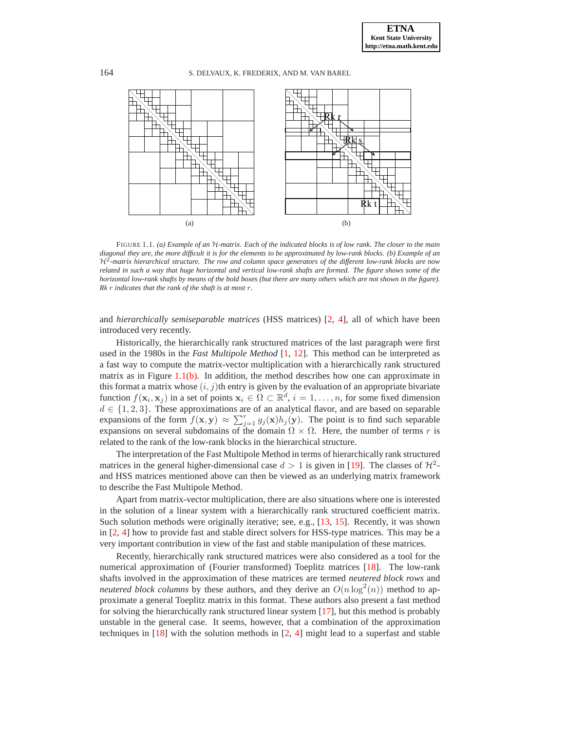(a)

(b)

FIGURE 1.1. *(a) Example of an $\mathcal{H}$-matrix. Each of the indicated blocks is of low rank. The closer to the main diagonal they are, the more difficult it is for the elements to be approximated by low-rank blocks. (b) Example of an $\mathcal{H}^2$-matrix hierarchical structure. The row and column space generators of the different low-rank blocks are now related in such a way that huge horizontal and vertical low-rank shafts are formed. The figure shows some of the horizontal low-rank shafts by means of the bold boxes (but there are many others which are not shown in the figure). Rk $r$ indicates that the rank of the shaft is at most $r$.*

and *hierarchically semiseparable matrices* (HSS matrices) [2, 4], all of which have been introduced very recently.

Historically, the hierarchically rank structured matrices of the last paragraph were first used in the 1980s in the *Fast Multipole Method* [1, 12]. This method can be interpreted as a fast way to compute the matrix-vector multiplication with a hierarchically rank structured matrix as in Figure 1.1(b). In addition, the method describes how one can approximate in this format a matrix whose $(i, j)$th entry is given by the evaluation of an appropriate bivariate function $f(\mathbf{x}_i, \mathbf{x}_j)$ in a set of points $\mathbf{x}_i \in \Omega \subset \mathbb{R}^d$, $i = 1, \ldots, n$, for some fixed dimension $d \in \{1, 2, 3\}$. These approximations are of an analytical flavor, and are based on separable expansions of the form $f(\mathbf{x}, \mathbf{y}) \approx \sum_{j=1}^{r} g_j(\mathbf{x}) h_j(\mathbf{y})$. The point is to find such separable expansions on several subdomains of the domain $\Omega \times \Omega$. Here, the number of terms $r$ is related to the rank of the low-rank blocks in the hierarchical structure.

The interpretation of the Fast Multipole Method in terms of hierarchically rank structured matrices in the general higher-dimensional case $d > 1$ is given in [19]. The classes of $\mathcal{H}^2$- and HSS matrices mentioned above can then be viewed as an underlying matrix framework to describe the Fast Multipole Method.

Apart from matrix-vector multiplication, there are also situations where one is interested in the solution of a linear system with a hierarchically rank structured coefficient matrix. Such solution methods were originally iterative; see, e.g., [13, 15]. Recently, it was shown in [2, 4] how to provide fast and stable direct solvers for HSS-type matrices. This may be a very important contribution in view of the fast and stable manipulation of these matrices.

Recently, hierarchically rank structured matrices were also considered as a tool for the numerical approximation of (Fourier transformed) Toeplitz matrices [18]. The low-rank shafts involved in the approximation of these matrices are termed *neutered block rows* and *neutered block columns* by these authors, and they derive an $O(n \log^2(n))$ method to approximate a general Toeplitz matrix in this format. These authors also present a fast method for solving the hierarchically rank structured linear system [17], but this method is probably unstable in the general case. It seems, however, that a combination of the approximation techniques in [18] with the solution methods in [2, 4] might lead to a superfast and stable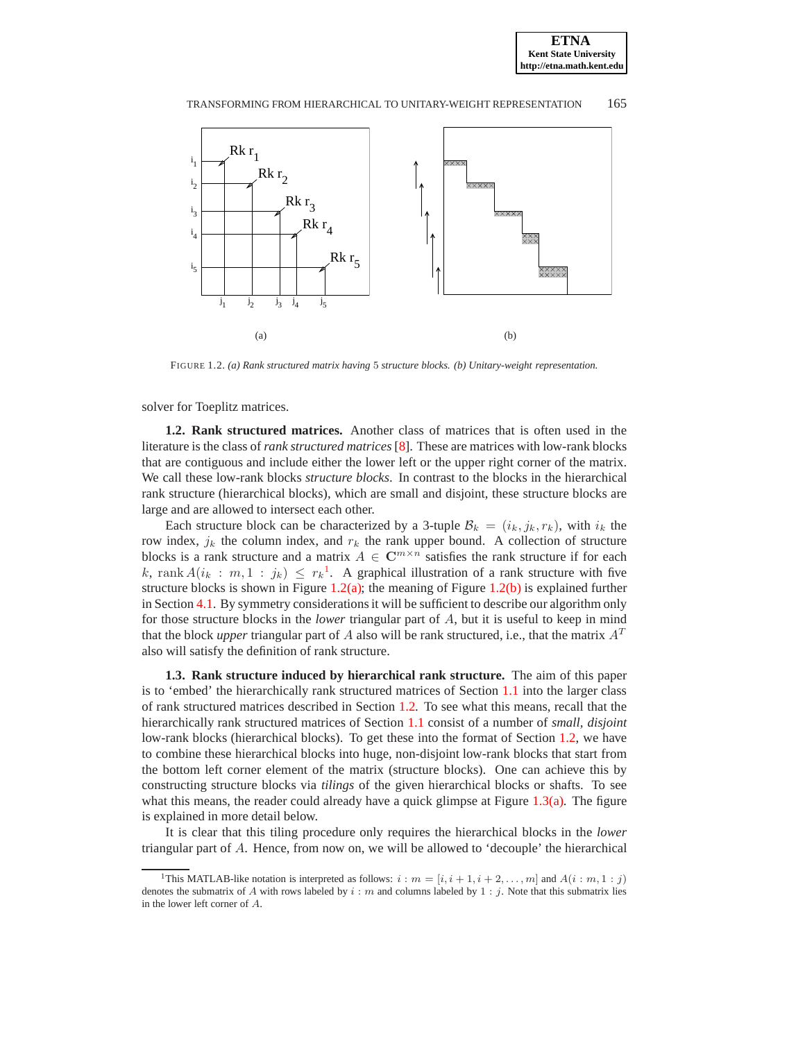FIGURE 1.2. *(a) Rank structured matrix having 5 structure blocks. (b) Unitary-weight representation.*

solver for Toeplitz matrices.

**1.2. Rank structured matrices.** Another class of matrices that is often used in the literature is the class of *rank structured matrices* [8]. These are matrices with low-rank blocks that are contiguous and include either the lower left or the upper right corner of the matrix. We call these low-rank blocks *structure blocks*. In contrast to the blocks in the hierarchical rank structure (hierarchical blocks), which are small and disjoint, these structure blocks are large and are allowed to intersect each other.

Each structure block can be characterized by a 3-tuple $\mathcal{B}_k = (i_k, j_k, r_k)$, with $i_k$ the row index, $j_k$ the column index, and $r_k$ the rank upper bound. A collection of structure blocks is a rank structure and a matrix $A \in \mathbf{C}^{m\times n}$ satisfies the rank structure if for each $k$, $\operatorname{rank} A(i_k : m, 1 : j_k) \leq r_k$[1]. A graphical illustration of a rank structure with five structure blocks is shown in Figure 1.2(a); the meaning of Figure 1.2(b) is explained further in Section 4.1. By symmetry considerations it will be sufficient to describe our algorithm only for those structure blocks in the *lower* triangular part of $A$, but it is useful to keep in mind that the block *upper* triangular part of $A$ also will be rank structured, i.e., that the matrix $A^T$ also will satisfy the definition of rank structure.

**1.3. Rank structure induced by hierarchical rank structure.** The aim of this paper is to 'embed' the hierarchically rank structured matrices of Section 1.1 into the larger class of rank structured matrices described in Section 1.2. To see what this means, recall that the hierarchically rank structured matrices of Section 1.1 consist of a number of *small, disjoint* low-rank blocks (hierarchical blocks). To get these into the format of Section 1.2, we have to combine these hierarchical blocks into huge, non-disjoint low-rank blocks that start from the bottom left corner element of the matrix (structure blocks). One can achieve this by constructing structure blocks via *tilings* of the given hierarchical blocks or shafts. To see what this means, the reader could already have a quick glimpse at Figure 1.3(a). The figure is explained in more detail below.

It is clear that this tiling procedure only requires the hierarchical blocks in the *lower* triangular part of $A$. Hence, from now on, we will be allowed to 'decouple' the hierarchical

[1] This MATLAB-like notation is interpreted as follows: $i : m = [i, i+1, i+2, \ldots, m]$ and $A(i : m, 1 : j)$ denotes the submatrix of $A$ with rows labeled by $i : m$ and columns labeled by $1 : j$. Note that this submatrix lies in the lower left corner of $A$.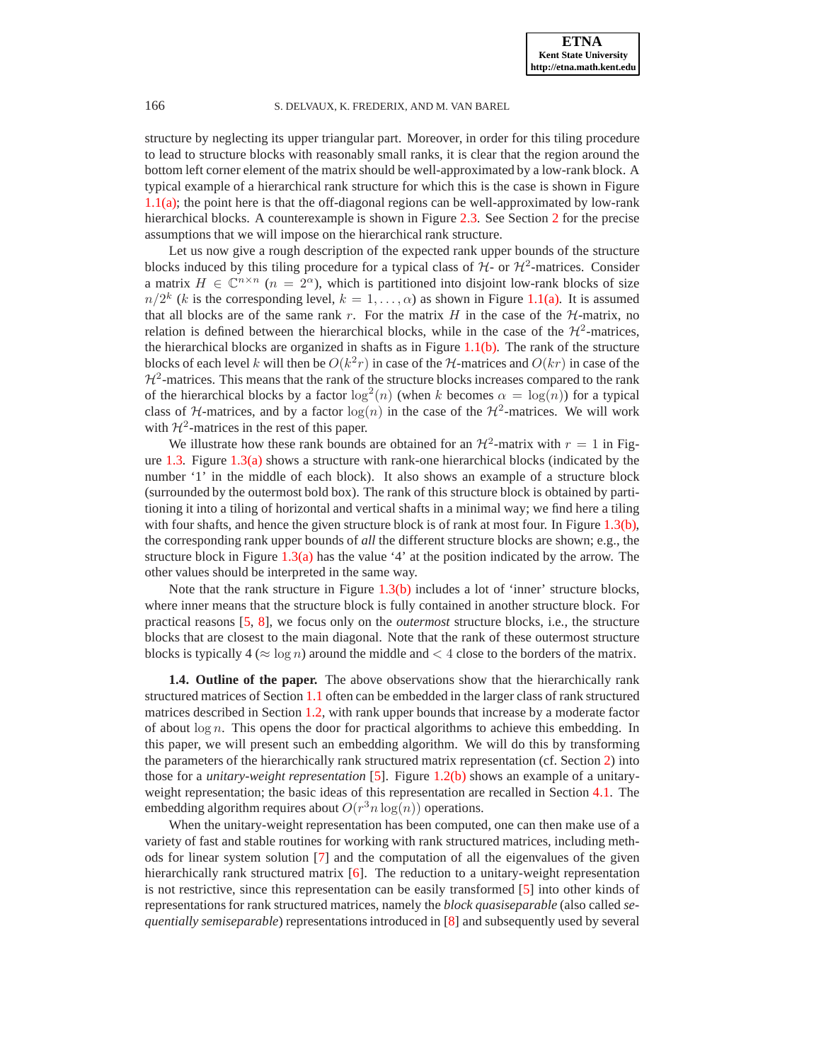structure by neglecting its upper triangular part. Moreover, in order for this tiling procedure to lead to structure blocks with reasonably small ranks, it is clear that the region around the bottom left corner element of the matrix should be well-approximated by a low-rank block. A typical example of a hierarchical rank structure for which this is the case is shown in Figure 1.1(a); the point here is that the off-diagonal regions can be well-approximated by low-rank hierarchical blocks. A counterexample is shown in Figure 2.3. See Section 2 for the precise assumptions that we will impose on the hierarchical rank structure.

Let us now give a rough description of the expected rank upper bounds of the structure blocks induced by this tiling procedure for a typical class of $\mathcal{H}$- or $\mathcal{H}^2$-matrices. Consider a matrix $H \in \mathbb{C}^{n\times n}$ ($n = 2^\alpha$), which is partitioned into disjoint low-rank blocks of size $n/2^k$ ($k$ is the corresponding level, $k = 1, \ldots, \alpha$) as shown in Figure 1.1(a). It is assumed that all blocks are of the same rank $r$. For the matrix $H$ in the case of the $\mathcal{H}$-matrix, no relation is defined between the hierarchical blocks, while in the case of the $\mathcal{H}^2$-matrices, the hierarchical blocks are organized in shafts as in Figure 1.1(b). The rank of the structure blocks of each level $k$ will then be $O(k^2 r)$ in case of the $\mathcal{H}$-matrices and $O(kr)$ in case of the $\mathcal{H}^2$-matrices. This means that the rank of the structure blocks increases compared to the rank of the hierarchical blocks by a factor $\log^2(n)$ (when $k$ becomes $\alpha = \log(n)$) for a typical class of $\mathcal{H}$-matrices, and by a factor $\log(n)$ in the case of the $\mathcal{H}^2$-matrices. We will work with $\mathcal{H}^2$-matrices in the rest of this paper.

We illustrate how these rank bounds are obtained for an $\mathcal{H}^2$-matrix with $r = 1$ in Figure 1.3. Figure 1.3(a) shows a structure with rank-one hierarchical blocks (indicated by the number '1' in the middle of each block). It also shows an example of a structure block (surrounded by the outermost bold box). The rank of this structure block is obtained by partitioning it into a tiling of horizontal and vertical shafts in a minimal way; we find here a tiling with four shafts, and hence the given structure block is of rank at most four. In Figure 1.3(b), the corresponding rank upper bounds of *all* the different structure blocks are shown; e.g., the structure block in Figure 1.3(a) has the value '4' at the position indicated by the arrow. The other values should be interpreted in the same way.

Note that the rank structure in Figure 1.3(b) includes a lot of 'inner' structure blocks, where inner means that the structure block is fully contained in another structure block. For practical reasons [5, 8], we focus only on the *outermost* structure blocks, i.e., the structure blocks that are closest to the main diagonal. Note that the rank of these outermost structure blocks is typically 4 ($\approx \log n$) around the middle and $< 4$ close to the borders of the matrix.

**1.4. Outline of the paper.** The above observations show that the hierarchically rank structured matrices of Section 1.1 often can be embedded in the larger class of rank structured matrices described in Section 1.2, with rank upper bounds that increase by a moderate factor of about $\log n$. This opens the door for practical algorithms to achieve this embedding. In this paper, we will present such an embedding algorithm. We will do this by transforming the parameters of the hierarchically rank structured matrix representation (cf. Section 2) into those for a *unitary-weight representation* [5]. Figure 1.2(b) shows an example of a unitary-weight representation; the basic ideas of this representation are recalled in Section 4.1. The embedding algorithm requires about $O(r^3 n \log(n))$ operations.

When the unitary-weight representation has been computed, one can then make use of a variety of fast and stable routines for working with rank structured matrices, including methods for linear system solution [7] and the computation of all the eigenvalues of the given hierarchically rank structured matrix [6]. The reduction to a unitary-weight representation is not restrictive, since this representation can be easily transformed [5] into other kinds of representations for rank structured matrices, namely the *block quasiseparable* (also called *sequentially semiseparable*) representations introduced in [8] and subsequently used by several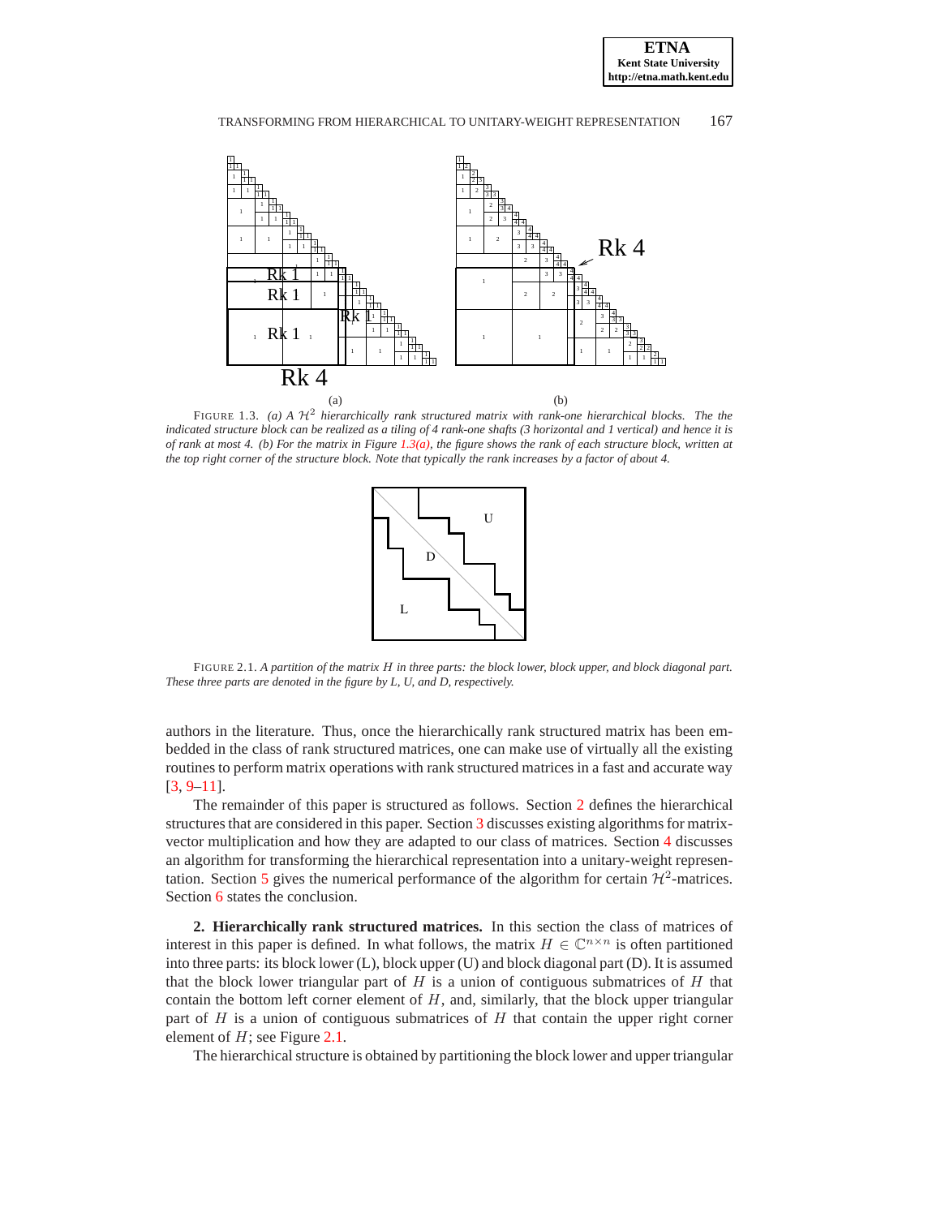FIGURE 1.3. *(a) A $\mathcal{H}^2$ hierarchically rank structured matrix with rank-one hierarchical blocks. The the indicated structure block can be realized as a tiling of 4 rank-one shafts (3 horizontal and 1 vertical) and hence it is of rank at most 4. (b) For the matrix in Figure 1.3(a), the figure shows the rank of each structure block, written at the top right corner of the structure block. Note that typically the rank increases by a factor of about 4.*

FIGURE 2.1. *A partition of the matrix $H$ in three parts: the block lower, block upper, and block diagonal part. These three parts are denoted in the figure by L, U, and D, respectively.*

authors in the literature. Thus, once the hierarchically rank structured matrix has been embedded in the class of rank structured matrices, one can make use of virtually all the existing routines to perform matrix operations with rank structured matrices in a fast and accurate way [3, 9–11].

The remainder of this paper is structured as follows. Section 2 defines the hierarchical structures that are considered in this paper. Section 3 discusses existing algorithms for matrix-vector multiplication and how they are adapted to our class of matrices. Section 4 discusses an algorithm for transforming the hierarchical representation into a unitary-weight representation. Section 5 gives the numerical performance of the algorithm for certain $\mathcal{H}^2$-matrices. Section 6 states the conclusion.

## 2. Hierarchically rank structured matrices.

In this section the class of matrices of interest in this paper is defined. In what follows, the matrix $H \in \mathbb{C}^{n\times n}$ is often partitioned into three parts: its block lower (L), block upper (U) and block diagonal part (D). It is assumed that the block lower triangular part of $H$ is a union of contiguous submatrices of $H$ that contain the bottom left corner element of $H$, and, similarly, that the block upper triangular part of $H$ is a union of contiguous submatrices of $H$ that contain the upper right corner element of $H$; see Figure 2.1.

The hierarchical structure is obtained by partitioning the block lower and upper triangular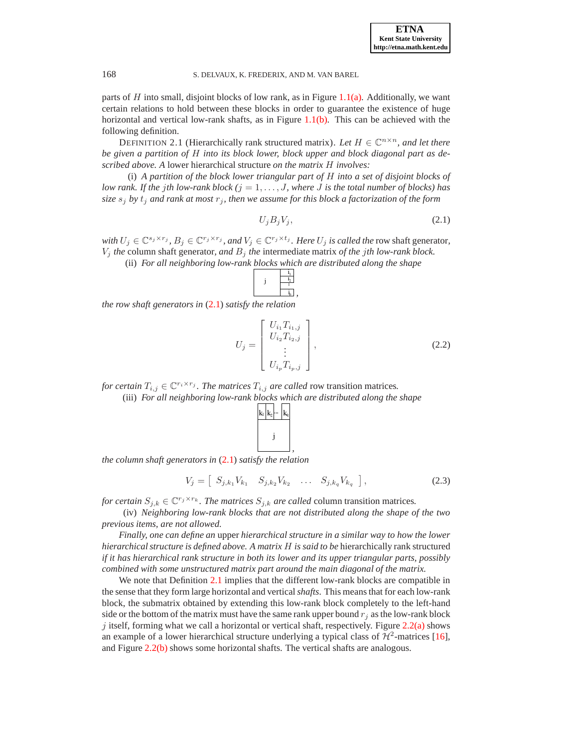parts of $H$ into small, disjoint blocks of low rank, as in Figure 1.1(a). Additionally, we want certain relations to hold between these blocks in order to guarantee the existence of huge horizontal and vertical low-rank shafts, as in Figure 1.1(b). This can be achieved with the following definition.

DEFINITION 2.1 (Hierarchically rank structured matrix). *Let $H \in \mathbb{C}^{n\times n}$, and let there be given a partition of $H$ into its block lower, block upper and block diagonal part as described above. A* lower hierarchical structure *on the matrix $H$ involves:*

(i) *A partition of the block lower triangular part of $H$ into a set of disjoint blocks of low rank. If the $j$th low-rank block ($j = 1, \ldots, J$, where $J$ is the total number of blocks) has size $s_j$ by $t_j$ and rank at most $r_j$, then we assume for this block a factorization of the form*

$$U_j B_j V_j, \tag{2.1}$$

*with $U_j \in \mathbb{C}^{s_j\times r_j}$, $B_j \in \mathbb{C}^{r_j\times r_j}$, and $V_j \in \mathbb{C}^{r_j\times t_j}$. Here $U_j$ is called the* row shaft generator*, $V_j$ the* column shaft generator*, and $B_j$ the* intermediate matrix *of the $j$th low-rank block.*

(ii) *For all neighboring low-rank blocks which are distributed along the shape*

[Shape diagram: block $j$ with blocks $i_1, i_2, \ldots, i_p$ stacked vertically to its right],

*the row shaft generators in (2.1) satisfy the relation*

$$U_j = \begin{bmatrix} U_{i_1} T_{i_1,j} \\ U_{i_2} T_{i_2,j} \\ \vdots \\ U_{i_p} T_{i_p,j} \end{bmatrix}, \tag{2.2}$$

*for certain $T_{i,j} \in \mathbb{C}^{r_i\times r_j}$. The matrices $T_{i,j}$ are called* row transition matrices*.*

(iii) *For all neighboring low-rank blocks which are distributed along the shape*

[Shape diagram: blocks $k_1, k_2, \ldots, k_q$ side by side above block $j$],

*the column shaft generators in (2.1) satisfy the relation*

$$V_j = \begin{bmatrix} S_{j,k_1} V_{k_1} & S_{j,k_2} V_{k_2} & \ldots & S_{j,k_q} V_{k_q} \end{bmatrix}, \tag{2.3}$$

*for certain $S_{j,k} \in \mathbb{C}^{r_j\times r_k}$. The matrices $S_{j,k}$ are called* column transition matrices*.*

(iv) *Neighboring low-rank blocks that are not distributed along the shape of the two previous items, are not allowed.*

*Finally, one can define an* upper *hierarchical structure in a similar way to how the lower hierarchical structure is defined above. A matrix $H$ is said to be* hierarchically rank structured *if it has hierarchical rank structure in both its lower and its upper triangular parts, possibly combined with some unstructured matrix part around the main diagonal of the matrix.*

We note that Definition 2.1 implies that the different low-rank blocks are compatible in the sense that they form large horizontal and vertical *shafts*. This means that for each low-rank block, the submatrix obtained by extending this low-rank block completely to the left-hand side or the bottom of the matrix must have the same rank upper bound $r_j$ as the low-rank block $j$ itself, forming what we call a horizontal or vertical shaft, respectively. Figure 2.2(a) shows an example of a lower hierarchical structure underlying a typical class of $\mathcal{H}^2$-matrices [16], and Figure 2.2(b) shows some horizontal shafts. The vertical shafts are analogous.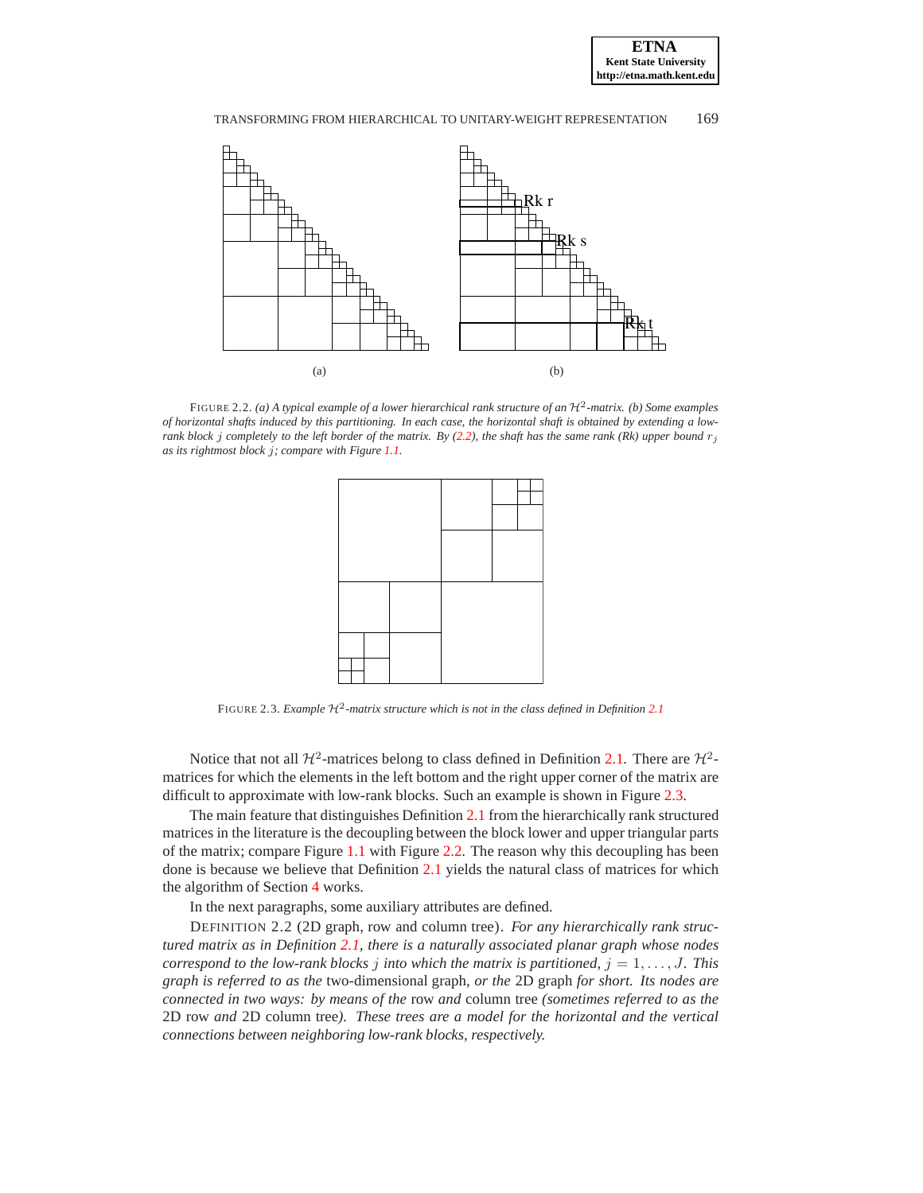(a)

(b)

FIGURE 2.2. *(a) A typical example of a lower hierarchical rank structure of an $\mathcal{H}^2$-matrix. (b) Some examples of horizontal shafts induced by this partitioning. In each case, the horizontal shaft is obtained by extending a low-rank block $j$ completely to the left border of the matrix. By (2.2), the shaft has the same rank (Rk) upper bound $r_j$ as its rightmost block $j$; compare with Figure 1.1.*

FIGURE 2.3. *Example $\mathcal{H}^2$-matrix structure which is not in the class defined in Definition 2.1*

Notice that not all $\mathcal{H}^2$-matrices belong to class defined in Definition 2.1. There are $\mathcal{H}^2$-matrices for which the elements in the left bottom and the right upper corner of the matrix are difficult to approximate with low-rank blocks. Such an example is shown in Figure 2.3.

The main feature that distinguishes Definition 2.1 from the hierarchically rank structured matrices in the literature is the decoupling between the block lower and upper triangular parts of the matrix; compare Figure 1.1 with Figure 2.2. The reason why this decoupling has been done is because we believe that Definition 2.1 yields the natural class of matrices for which the algorithm of Section 4 works.

In the next paragraphs, some auxiliary attributes are defined.

DEFINITION 2.2 (2D graph, row and column tree). *For any hierarchically rank structured matrix as in Definition 2.1, there is a naturally associated planar graph whose nodes correspond to the low-rank blocks $j$ into which the matrix is partitioned, $j = 1, \dots, J$. This graph is referred to as the* two-dimensional graph, *or the* 2D graph *for short. Its nodes are connected in two ways: by means of the* row *and* column tree *(sometimes referred to as the* 2D row *and* 2D column tree*). These trees are a model for the horizontal and the vertical connections between neighboring low-rank blocks, respectively.*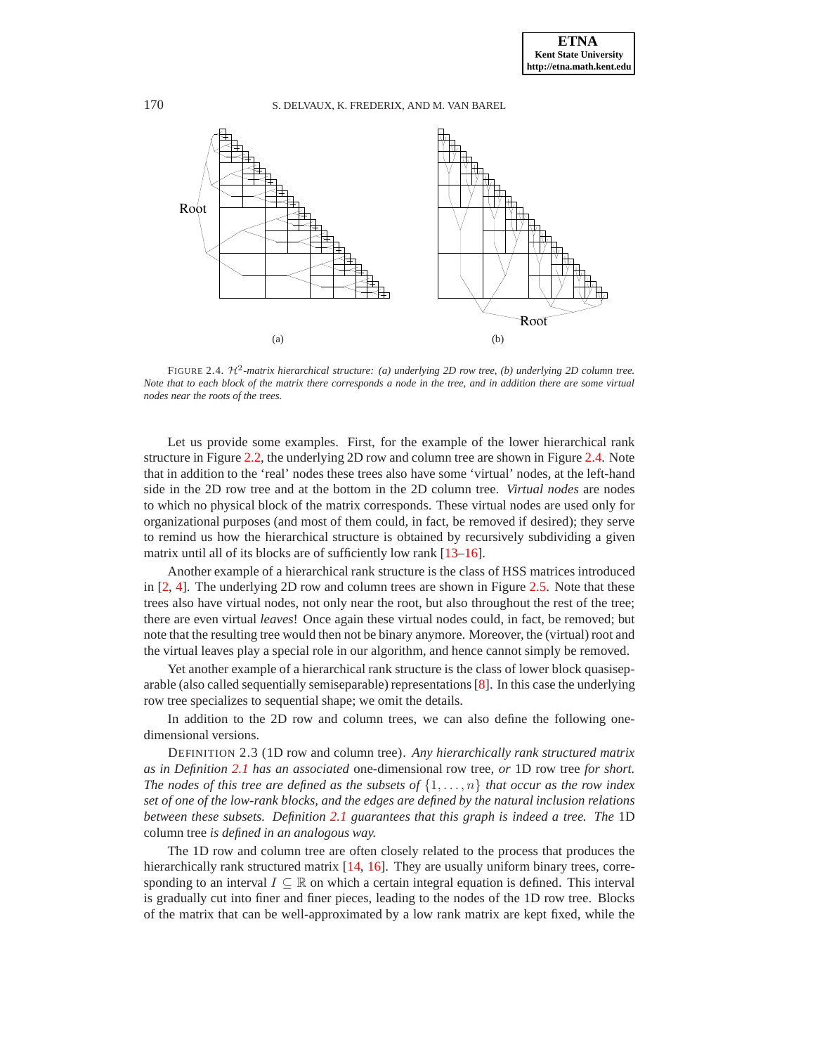(a) (b)

FIGURE 2.4. $\mathcal{H}^2$-*matrix hierarchical structure: (a) underlying 2D row tree, (b) underlying 2D column tree. Note that to each block of the matrix there corresponds a node in the tree, and in addition there are some virtual nodes near the roots of the trees.*

Let us provide some examples. First, for the example of the lower hierarchical rank structure in Figure 2.2, the underlying 2D row and column tree are shown in Figure 2.4. Note that in addition to the 'real' nodes these trees also have some 'virtual' nodes, at the left-hand side in the 2D row tree and at the bottom in the 2D column tree. *Virtual nodes* are nodes to which no physical block of the matrix corresponds. These virtual nodes are used only for organizational purposes (and most of them could, in fact, be removed if desired); they serve to remind us how the hierarchical structure is obtained by recursively subdividing a given matrix until all of its blocks are of sufficiently low rank [13–16].

Another example of a hierarchical rank structure is the class of HSS matrices introduced in [2, 4]. The underlying 2D row and column trees are shown in Figure 2.5. Note that these trees also have virtual nodes, not only near the root, but also throughout the rest of the tree; there are even virtual *leaves*! Once again these virtual nodes could, in fact, be removed; but note that the resulting tree would then not be binary anymore. Moreover, the (virtual) root and the virtual leaves play a special role in our algorithm, and hence cannot simply be removed.

Yet another example of a hierarchical rank structure is the class of lower block quasiseparable (also called sequentially semiseparable) representations [8]. In this case the underlying row tree specializes to sequential shape; we omit the details.

In addition to the 2D row and column trees, we can also define the following one-dimensional versions.

DEFINITION 2.3 (1D row and column tree). *Any hierarchically rank structured matrix as in Definition 2.1 has an associated* one-dimensional row tree*, or* 1D row tree *for short. The nodes of this tree are defined as the subsets of $\{1,\dots,n\}$ that occur as the row index set of one of the low-rank blocks, and the edges are defined by the natural inclusion relations between these subsets. Definition 2.1 guarantees that this graph is indeed a tree. The* 1D column tree *is defined in an analogous way.*

The 1D row and column tree are often closely related to the process that produces the hierarchically rank structured matrix [14, 16]. They are usually uniform binary trees, corresponding to an interval $I \subseteq \mathbb{R}$ on which a certain integral equation is defined. This interval is gradually cut into finer and finer pieces, leading to the nodes of the 1D row tree. Blocks of the matrix that can be well-approximated by a low rank matrix are kept fixed, while the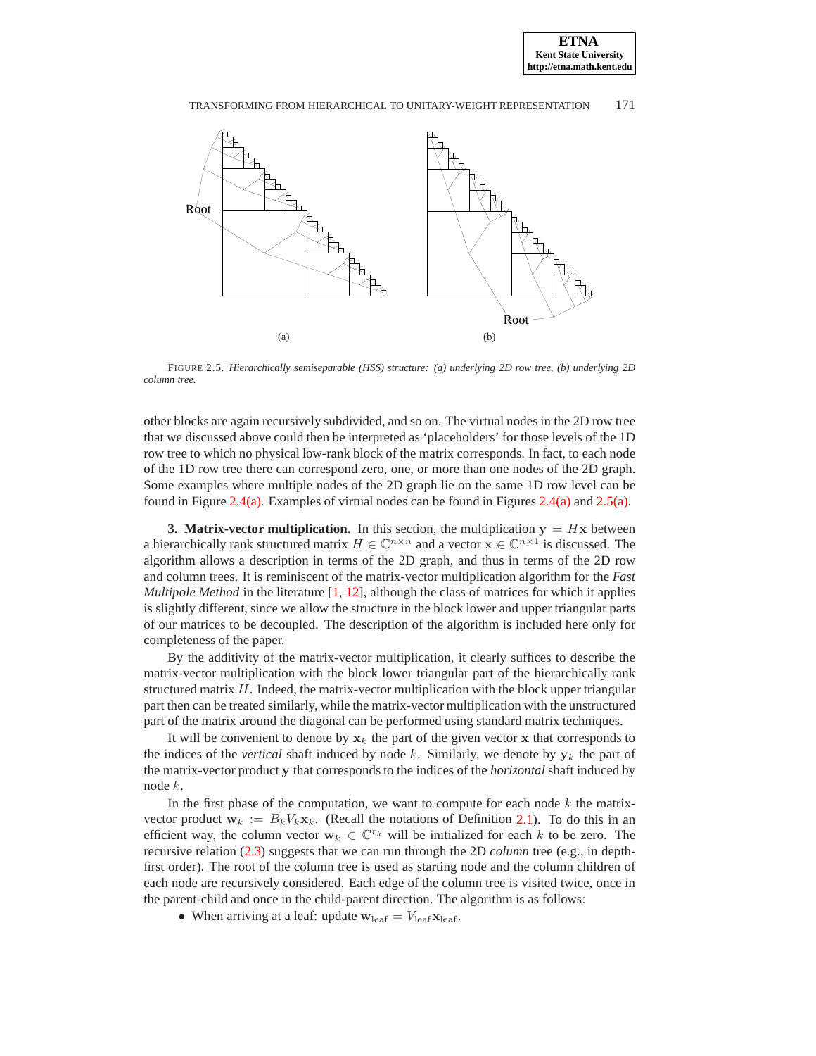FIGURE 2.5. *Hierarchically semiseparable (HSS) structure: (a) underlying 2D row tree, (b) underlying 2D column tree.*

other blocks are again recursively subdivided, and so on. The virtual nodes in the 2D row tree that we discussed above could then be interpreted as 'placeholders' for those levels of the 1D row tree to which no physical low-rank block of the matrix corresponds. In fact, to each node of the 1D row tree there can correspond zero, one, or more than one nodes of the 2D graph. Some examples where multiple nodes of the 2D graph lie on the same 1D row level can be found in Figure 2.4(a). Examples of virtual nodes can be found in Figures 2.4(a) and 2.5(a).

## 3. Matrix-vector multiplication.

In this section, the multiplication $\mathbf{y} = H\mathbf{x}$ between a hierarchically rank structured matrix $H \in \mathbb{C}^{n\times n}$ and a vector $\mathbf{x} \in \mathbb{C}^{n\times 1}$ is discussed. The algorithm allows a description in terms of the 2D graph, and thus in terms of the 2D row and column trees. It is reminiscent of the matrix-vector multiplication algorithm for the *Fast Multipole Method* in the literature [1, 12], although the class of matrices for which it applies is slightly different, since we allow the structure in the block lower and upper triangular parts of our matrices to be decoupled. The description of the algorithm is included here only for completeness of the paper.

By the additivity of the matrix-vector multiplication, it clearly suffices to describe the matrix-vector multiplication with the block lower triangular part of the hierarchically rank structured matrix $H$. Indeed, the matrix-vector multiplication with the block upper triangular part then can be treated similarly, while the matrix-vector multiplication with the unstructured part of the matrix around the diagonal can be performed using standard matrix techniques.

It will be convenient to denote by $\mathbf{x}_k$ the part of the given vector $\mathbf{x}$ that corresponds to the indices of the *vertical* shaft induced by node $k$. Similarly, we denote by $\mathbf{y}_k$ the part of the matrix-vector product $\mathbf{y}$ that corresponds to the indices of the *horizontal* shaft induced by node $k$.

In the first phase of the computation, we want to compute for each node $k$ the matrix-vector product $\mathbf{w}_k := B_k V_k \mathbf{x}_k$. (Recall the notations of Definition 2.1). To do this in an efficient way, the column vector $\mathbf{w}_k \in \mathbb{C}^{r_k}$ will be initialized for each $k$ to be zero. The recursive relation (2.3) suggests that we can run through the 2D *column* tree (e.g., in depth-first order). The root of the column tree is used as starting node and the column children of each node are recursively considered. Each edge of the column tree is visited twice, once in the parent-child and once in the child-parent direction. The algorithm is as follows:

- When arriving at a leaf: update $\mathbf{w}_{\text{leaf}} = V_{\text{leaf}}\mathbf{x}_{\text{leaf}}$.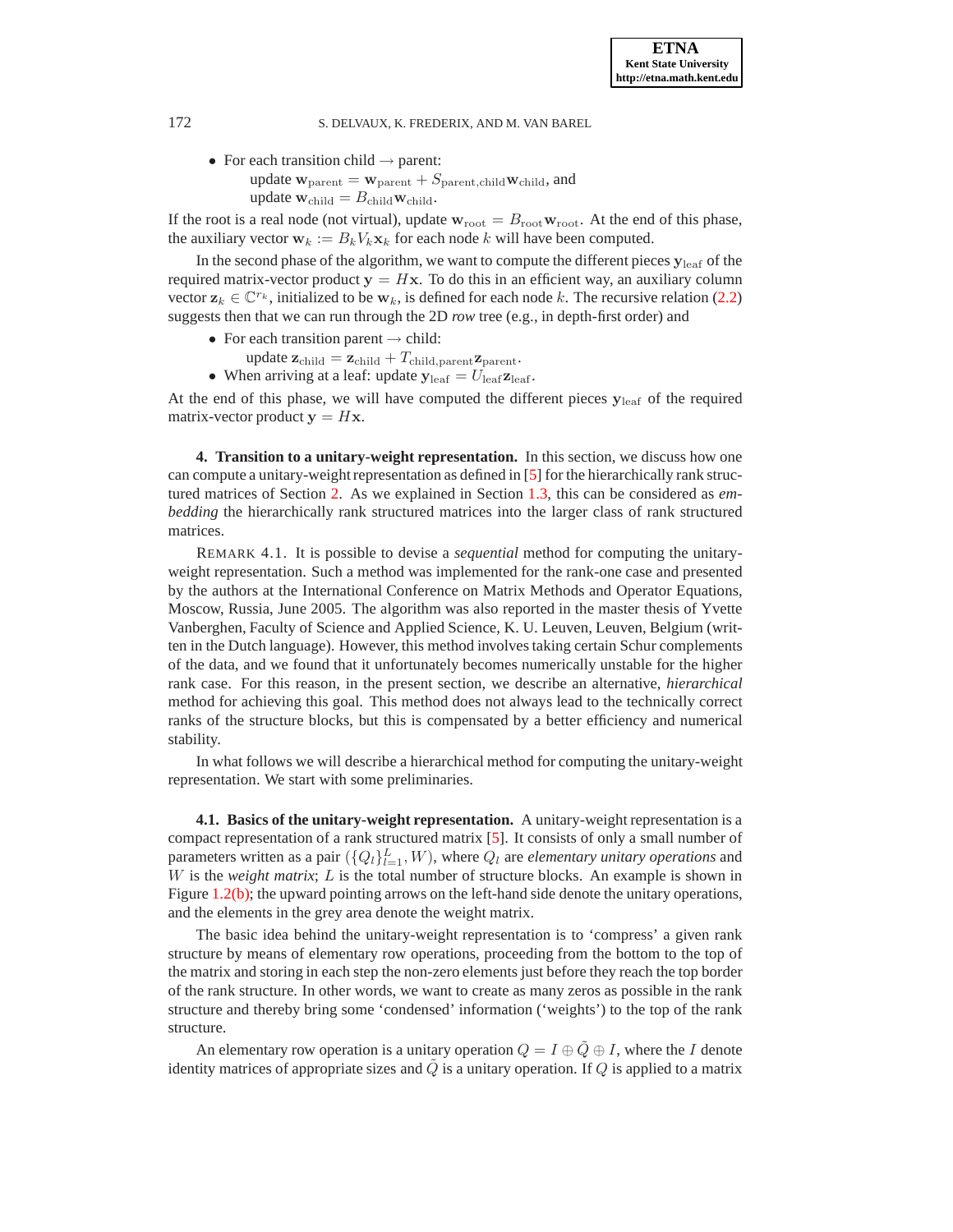- For each transition child → parent:
  update $\mathbf{w}_{\text{parent}} = \mathbf{w}_{\text{parent}} + S_{\text{parent,child}}\mathbf{w}_{\text{child}}$, and
  update $\mathbf{w}_{\text{child}} = B_{\text{child}}\mathbf{w}_{\text{child}}$.

If the root is a real node (not virtual), update $\mathbf{w}_{\text{root}} = B_{\text{root}}\mathbf{w}_{\text{root}}$. At the end of this phase, the auxiliary vector $\mathbf{w}_k := B_k V_k \mathbf{x}_k$ for each node $k$ will have been computed.

In the second phase of the algorithm, we want to compute the different pieces $\mathbf{y}_{\text{leaf}}$ of the required matrix-vector product $\mathbf{y} = H\mathbf{x}$. To do this in an efficient way, an auxiliary column vector $\mathbf{z}_k \in \mathbb{C}^{r_k}$, initialized to be $\mathbf{w}_k$, is defined for each node $k$. The recursive relation (2.2) suggests then that we can run through the 2D *row* tree (e.g., in depth-first order) and

- For each transition parent → child:
  update $\mathbf{z}_{\text{child}} = \mathbf{z}_{\text{child}} + T_{\text{child,parent}}\mathbf{z}_{\text{parent}}$.
- When arriving at a leaf: update $\mathbf{y}_{\text{leaf}} = U_{\text{leaf}}\mathbf{z}_{\text{leaf}}$.

At the end of this phase, we will have computed the different pieces $\mathbf{y}_{\text{leaf}}$ of the required matrix-vector product $\mathbf{y} = H\mathbf{x}$.

## 4. Transition to a unitary-weight representation.

In this section, we discuss how one can compute a unitary-weight representation as defined in [5] for the hierarchically rank structured matrices of Section 2. As we explained in Section 1.3, this can be considered as *embedding* the hierarchically rank structured matrices into the larger class of rank structured matrices.

REMARK 4.1. It is possible to devise a *sequential* method for computing the unitary-weight representation. Such a method was implemented for the rank-one case and presented by the authors at the International Conference on Matrix Methods and Operator Equations, Moscow, Russia, June 2005. The algorithm was also reported in the master thesis of Yvette Vanberghen, Faculty of Science and Applied Science, K. U. Leuven, Leuven, Belgium (written in the Dutch language). However, this method involves taking certain Schur complements of the data, and we found that it unfortunately becomes numerically unstable for the higher rank case. For this reason, in the present section, we describe an alternative, *hierarchical* method for achieving this goal. This method does not always lead to the technically correct ranks of the structure blocks, but this is compensated by a better efficiency and numerical stability.

In what follows we will describe a hierarchical method for computing the unitary-weight representation. We start with some preliminaries.

### 4.1. Basics of the unitary-weight representation.

A unitary-weight representation is a compact representation of a rank structured matrix [5]. It consists of only a small number of parameters written as a pair $(\{Q_l\}_{l=1}^{L}, W)$, where $Q_l$ are *elementary unitary operations* and $W$ is the *weight matrix*; $L$ is the total number of structure blocks. An example is shown in Figure 1.2(b); the upward pointing arrows on the left-hand side denote the unitary operations, and the elements in the grey area denote the weight matrix.

The basic idea behind the unitary-weight representation is to 'compress' a given rank structure by means of elementary row operations, proceeding from the bottom to the top of the matrix and storing in each step the non-zero elements just before they reach the top border of the rank structure. In other words, we want to create as many zeros as possible in the rank structure and thereby bring some 'condensed' information ('weights') to the top of the rank structure.

An elementary row operation is a unitary operation $Q = I \oplus \tilde{Q} \oplus I$, where the $I$ denote identity matrices of appropriate sizes and $\tilde{Q}$ is a unitary operation. If $Q$ is applied to a matrix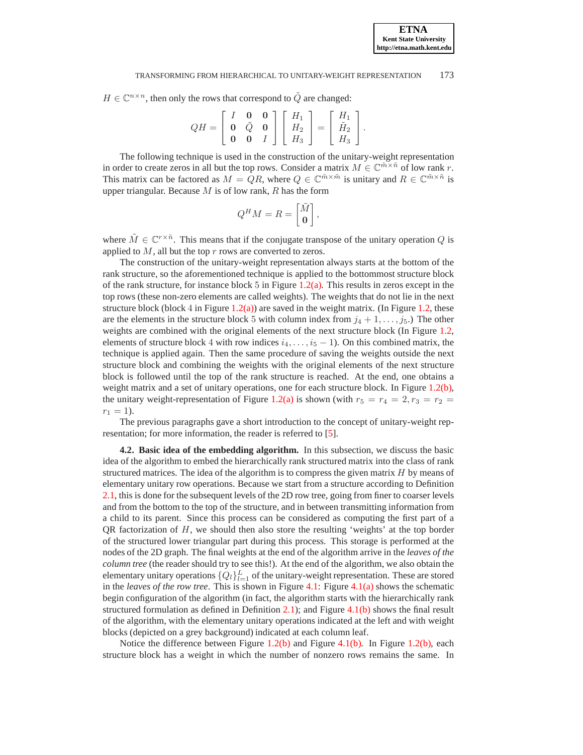$H \in \mathbb{C}^{n\times n}$, then only the rows that correspond to $\tilde{Q}$ are changed:

$$QH = \begin{bmatrix} I & \mathbf{0} & \mathbf{0} \\ \mathbf{0} & \tilde{Q} & \mathbf{0} \\ \mathbf{0} & \mathbf{0} & I \end{bmatrix} \begin{bmatrix} H_1 \\ H_2 \\ H_3 \end{bmatrix} = \begin{bmatrix} H_1 \\ \tilde{H}_2 \\ H_3 \end{bmatrix}.$$

The following technique is used in the construction of the unitary-weight representation in order to create zeros in all but the top rows. Consider a matrix $M \in \mathbb{C}^{\tilde{m}\times\tilde{n}}$ of low rank $r$. This matrix can be factored as $M = QR$, where $Q \in \mathbb{C}^{\tilde{m}\times\tilde{m}}$ is unitary and $R \in \mathbb{C}^{\tilde{m}\times\tilde{n}}$ is upper triangular. Because $M$ is of low rank, $R$ has the form

$$Q^H M = R = \begin{bmatrix} \tilde{M} \\ \mathbf{0} \end{bmatrix},$$

where $\tilde{M} \in \mathbb{C}^{r\times\tilde{n}}$. This means that if the conjugate transpose of the unitary operation $Q$ is applied to $M$, all but the top $r$ rows are converted to zeros.

The construction of the unitary-weight representation always starts at the bottom of the rank structure, so the aforementioned technique is applied to the bottommost structure block of the rank structure, for instance block 5 in Figure 1.2(a). This results in zeros except in the top rows (these non-zero elements are called weights). The weights that do not lie in the next structure block (block 4 in Figure 1.2(a)) are saved in the weight matrix. (In Figure 1.2, these are the elements in the structure block 5 with column index from $j_4+1,\ldots,j_5$.) The other weights are combined with the original elements of the next structure block (In Figure 1.2, elements of structure block 4 with row indices $i_4,\ldots,i_5-1$). On this combined matrix, the technique is applied again. Then the same procedure of saving the weights outside the next structure block and combining the weights with the original elements of the next structure block is followed until the top of the rank structure is reached. At the end, one obtains a weight matrix and a set of unitary operations, one for each structure block. In Figure 1.2(b), the unitary weight-representation of Figure 1.2(a) is shown (with $r_5 = r_4 = 2, r_3 = r_2 = r_1 = 1$).

The previous paragraphs gave a short introduction to the concept of unitary-weight representation; for more information, the reader is referred to [5].

**4.2. Basic idea of the embedding algorithm.** In this subsection, we discuss the basic idea of the algorithm to embed the hierarchically rank structured matrix into the class of rank structured matrices. The idea of the algorithm is to compress the given matrix $H$ by means of elementary unitary row operations. Because we start from a structure according to Definition 2.1, this is done for the subsequent levels of the 2D row tree, going from finer to coarser levels and from the bottom to the top of the structure, and in between transmitting information from a child to its parent. Since this process can be considered as computing the first part of a QR factorization of $H$, we should then also store the resulting 'weights' at the top border of the structured lower triangular part during this process. This storage is performed at the nodes of the 2D graph. The final weights at the end of the algorithm arrive in the *leaves of the column tree* (the reader should try to see this!). At the end of the algorithm, we also obtain the elementary unitary operations $\{Q_l\}_{l=1}^{L}$ of the unitary-weight representation. These are stored in the *leaves of the row tree*. This is shown in Figure 4.1: Figure 4.1(a) shows the schematic begin configuration of the algorithm (in fact, the algorithm starts with the hierarchically rank structured formulation as defined in Definition 2.1); and Figure 4.1(b) shows the final result of the algorithm, with the elementary unitary operations indicated at the left and with weight blocks (depicted on a grey background) indicated at each column leaf.

Notice the difference between Figure 1.2(b) and Figure 4.1(b). In Figure 1.2(b), each structure block has a weight in which the number of nonzero rows remains the same. In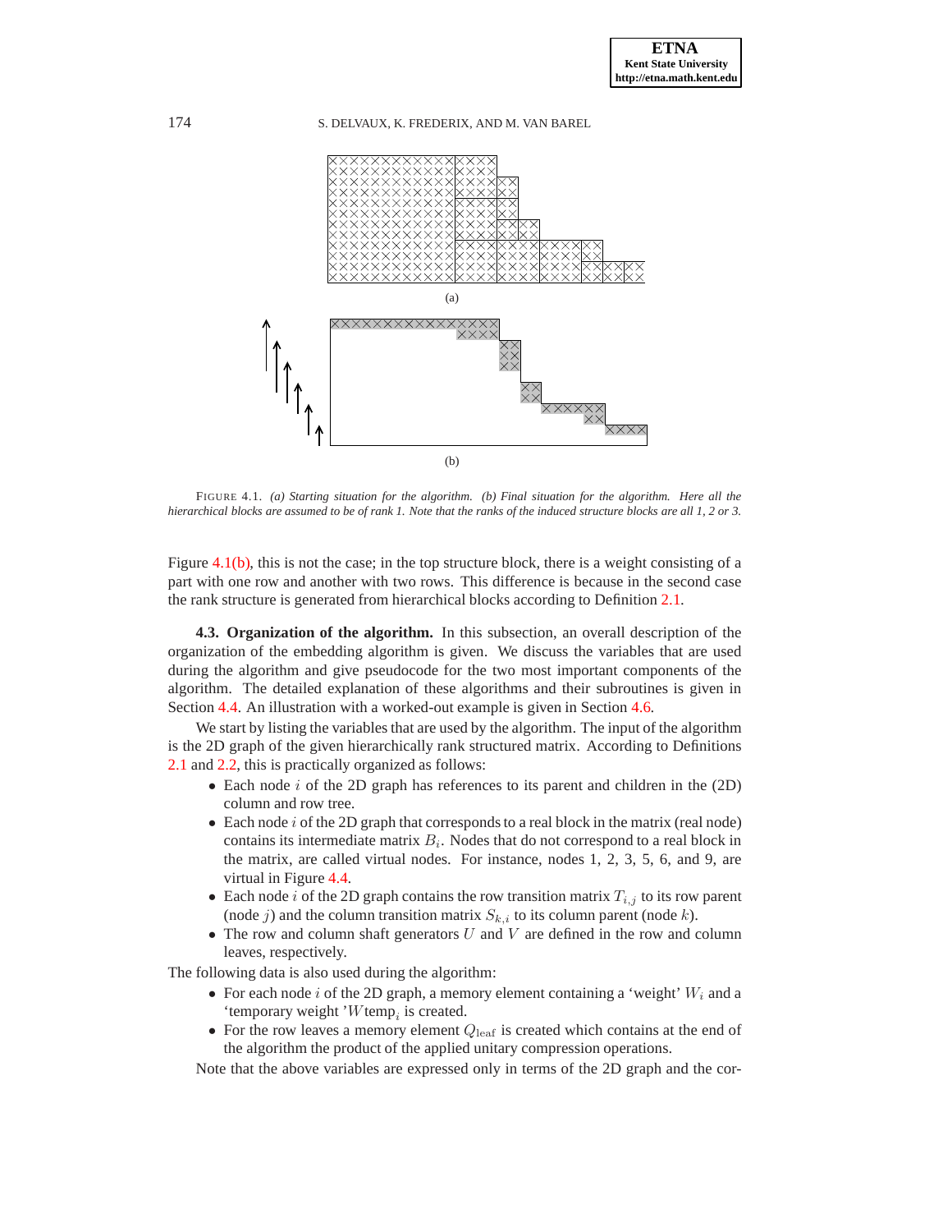(a)

(b)

FIGURE 4.1. *(a) Starting situation for the algorithm. (b) Final situation for the algorithm. Here all the hierarchical blocks are assumed to be of rank 1. Note that the ranks of the induced structure blocks are all 1, 2 or 3.*

Figure 4.1(b), this is not the case; in the top structure block, there is a weight consisting of a part with one row and another with two rows. This difference is because in the second case the rank structure is generated from hierarchical blocks according to Definition 2.1.

**4.3. Organization of the algorithm.** In this subsection, an overall description of the organization of the embedding algorithm is given. We discuss the variables that are used during the algorithm and give pseudocode for the two most important components of the algorithm. The detailed explanation of these algorithms and their subroutines is given in Section 4.4. An illustration with a worked-out example is given in Section 4.6.

We start by listing the variables that are used by the algorithm. The input of the algorithm is the 2D graph of the given hierarchically rank structured matrix. According to Definitions 2.1 and 2.2, this is practically organized as follows:

- Each node $i$ of the 2D graph has references to its parent and children in the (2D) column and row tree.
- Each node $i$ of the 2D graph that corresponds to a real block in the matrix (real node) contains its intermediate matrix $B_i$. Nodes that do not correspond to a real block in the matrix, are called virtual nodes. For instance, nodes 1, 2, 3, 5, 6, and 9, are virtual in Figure 4.4.
- Each node $i$ of the 2D graph contains the row transition matrix $T_{i,j}$ to its row parent (node $j$) and the column transition matrix $S_{k,i}$ to its column parent (node $k$).
- The row and column shaft generators $U$ and $V$ are defined in the row and column leaves, respectively.

The following data is also used during the algorithm:

- For each node $i$ of the 2D graph, a memory element containing a 'weight' $W_i$ and a 'temporary weight '$W\text{temp}_i$ is created.
- For the row leaves a memory element $Q_{\text{leaf}}$ is created which contains at the end of the algorithm the product of the applied unitary compression operations.

Note that the above variables are expressed only in terms of the 2D graph and the cor-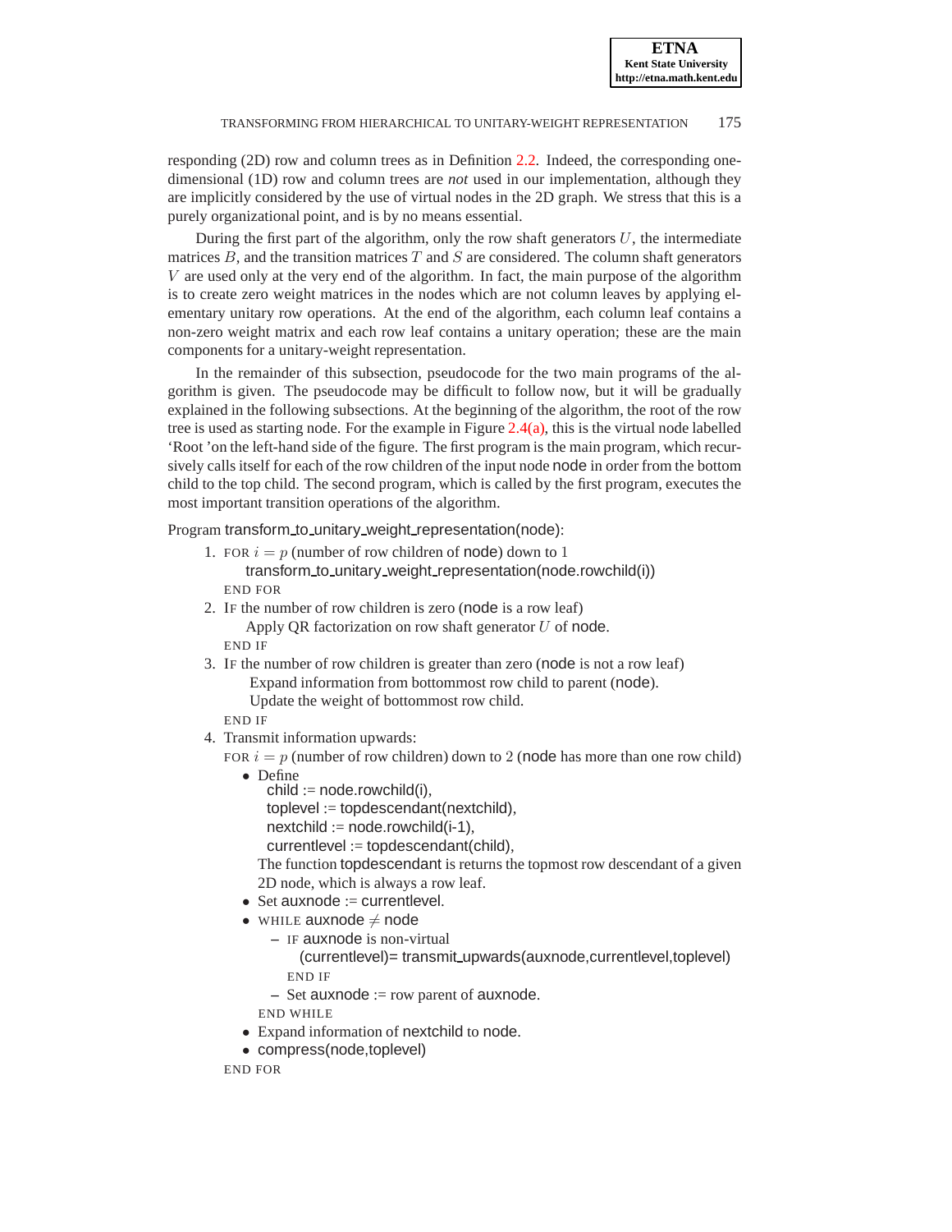responding (2D) row and column trees as in Definition 2.2. Indeed, the corresponding one-dimensional (1D) row and column trees are *not* used in our implementation, although they are implicitly considered by the use of virtual nodes in the 2D graph. We stress that this is a purely organizational point, and is by no means essential.

During the first part of the algorithm, only the row shaft generators $U$, the intermediate matrices $B$, and the transition matrices $T$ and $S$ are considered. The column shaft generators $V$ are used only at the very end of the algorithm. In fact, the main purpose of the algorithm is to create zero weight matrices in the nodes which are not column leaves by applying elementary unitary row operations. At the end of the algorithm, each column leaf contains a non-zero weight matrix and each row leaf contains a unitary operation; these are the main components for a unitary-weight representation.

In the remainder of this subsection, pseudocode for the two main programs of the algorithm is given. The pseudocode may be difficult to follow now, but it will be gradually explained in the following subsections. At the beginning of the algorithm, the root of the row tree is used as starting node. For the example in Figure 2.4(a), this is the virtual node labelled 'Root 'on the left-hand side of the figure. The first program is the main program, which recursively calls itself for each of the row children of the input node node in order from the bottom child to the top child. The second program, which is called by the first program, executes the most important transition operations of the algorithm.

Program transform_to_unitary_weight_representation(node):

1. FOR $i = p$ (number of row children of node) down to 1
   transform_to_unitary_weight_representation(node.rowchild(i))
   END FOR
2. IF the number of row children is zero (node is a row leaf)
   Apply QR factorization on row shaft generator $U$ of node.
   END IF
3. IF the number of row children is greater than zero (node is not a row leaf)
   Expand information from bottommost row child to parent (node).
   Update the weight of bottommost row child.
   END IF
4. Transmit information upwards:
   FOR $i = p$ (number of row children) down to 2 (node has more than one row child)
   - Define
     child := node.rowchild(i),
     toplevel := topdescendant(nextchild),
     nextchild := node.rowchild(i-1),
     currentlevel := topdescendant(child),
     The function topdescendant is returns the topmost row descendant of a given 2D node, which is always a row leaf.
   - Set auxnode := currentlevel.
   - WHILE auxnode $\neq$ node
     - IF auxnode is non-virtual
       (currentlevel)= transmit_upwards(auxnode,currentlevel,toplevel)
       END IF
     - Set auxnode := row parent of auxnode.
     END WHILE
   - Expand information of nextchild to node.
   - compress(node,toplevel)
   END FOR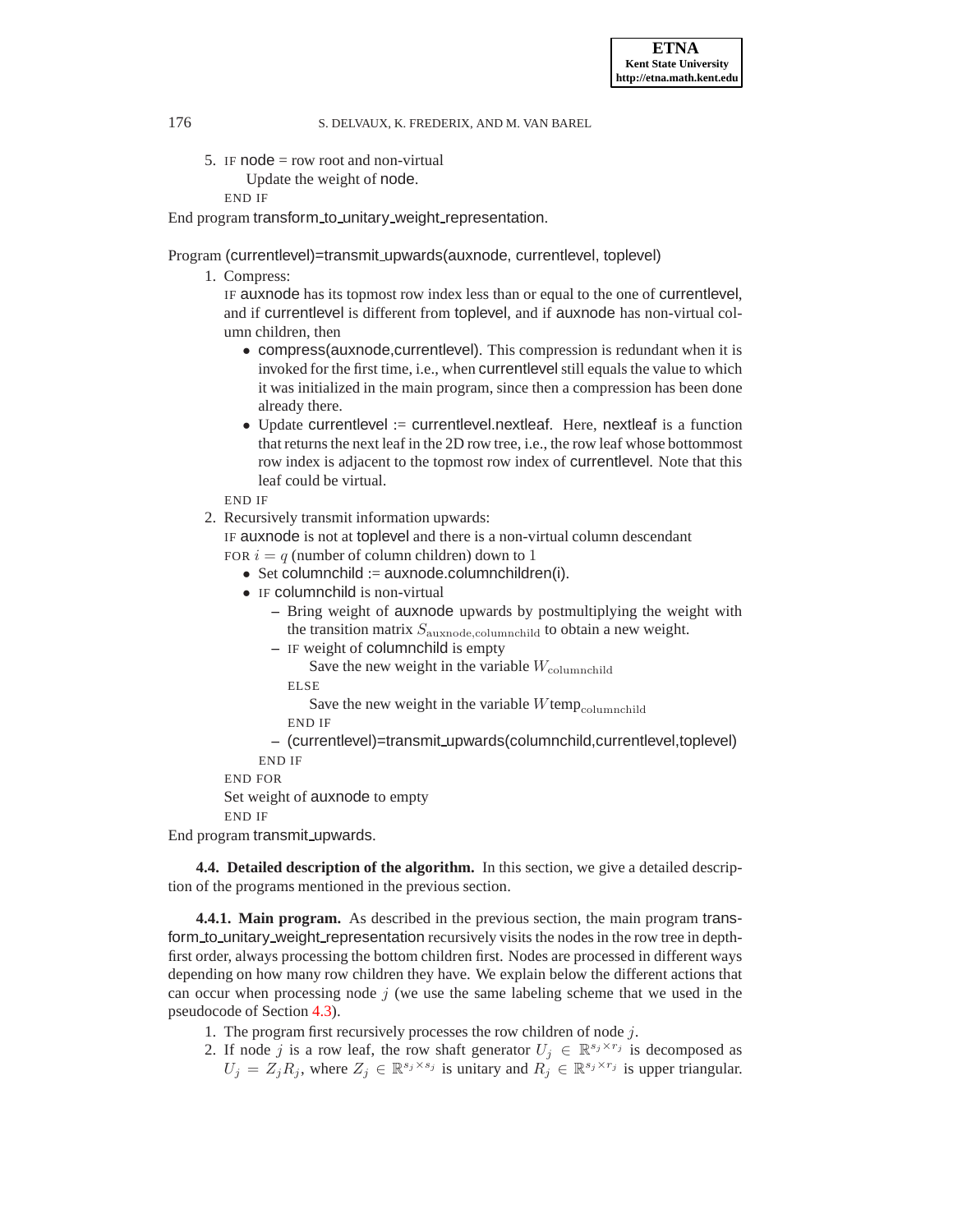5. IF node = row root and non-virtual
   Update the weight of node.
   END IF

End program transform_to_unitary_weight_representation.

Program (currentlevel)=transmit_upwards(auxnode, currentlevel, toplevel)

1. Compress:
   IF auxnode has its topmost row index less than or equal to the one of currentlevel, and if currentlevel is different from toplevel, and if auxnode has non-virtual column children, then
   - compress(auxnode,currentlevel). This compression is redundant when it is invoked for the first time, i.e., when currentlevel still equals the value to which it was initialized in the main program, since then a compression has been done already there.
   - Update currentlevel := currentlevel.nextleaf. Here, nextleaf is a function that returns the next leaf in the 2D row tree, i.e., the row leaf whose bottommost row index is adjacent to the topmost row index of currentlevel. Note that this leaf could be virtual.

   END IF
2. Recursively transmit information upwards:
   IF auxnode is not at toplevel and there is a non-virtual column descendant
   FOR $i = q$ (number of column children) down to $1$
   - Set columnchild := auxnode.columnchildren(i).
   - IF columnchild is non-virtual
     - Bring weight of auxnode upwards by postmultiplying the weight with the transition matrix $S_{\text{auxnode,columnchild}}$ to obtain a new weight.
     - IF weight of columnchild is empty
       Save the new weight in the variable $W_{\text{columnchild}}$
       ELSE
       Save the new weight in the variable $W\text{temp}_{\text{columnchild}}$
       END IF
     - (currentlevel)=transmit_upwards(columnchild,currentlevel,toplevel)

     END IF

   END FOR
   Set weight of auxnode to empty
   END IF

End program transmit_upwards.

**4.4. Detailed description of the algorithm.** In this section, we give a detailed description of the programs mentioned in the previous section.

**4.4.1. Main program.** As described in the previous section, the main program transform_to_unitary_weight_representation recursively visits the nodes in the row tree in depth-first order, always processing the bottom children first. Nodes are processed in different ways depending on how many row children they have. We explain below the different actions that can occur when processing node $j$ (we use the same labeling scheme that we used in the pseudocode of Section 4.3).

1. The program first recursively processes the row children of node $j$.
2. If node $j$ is a row leaf, the row shaft generator $U_j \in \mathbb{R}^{s_j \times r_j}$ is decomposed as $U_j = Z_j R_j$, where $Z_j \in \mathbb{R}^{s_j \times s_j}$ is unitary and $R_j \in \mathbb{R}^{s_j \times r_j}$ is upper triangular.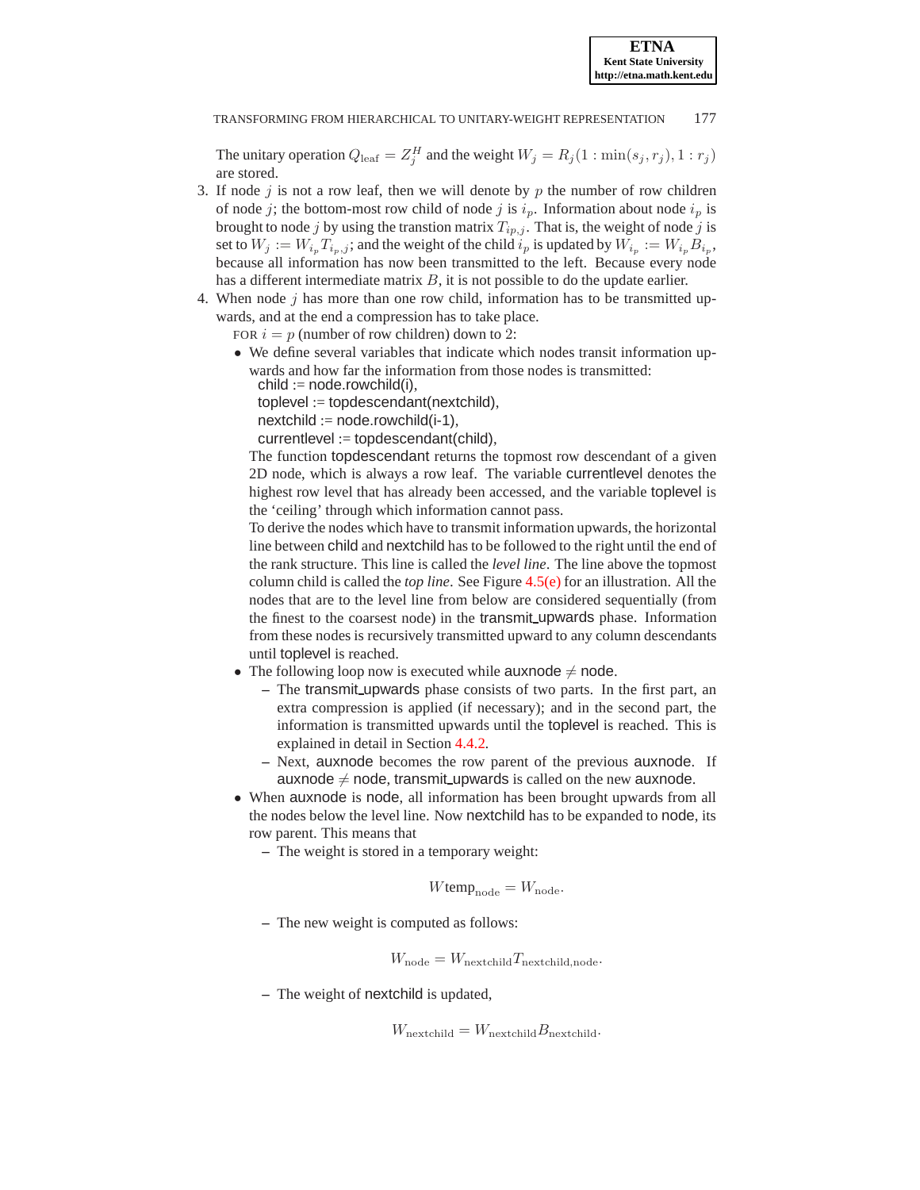The unitary operation $Q_{\text{leaf}} = Z_j^H$ and the weight $W_j = R_j(1 : \min(s_j, r_j), 1 : r_j)$ are stored.

3. If node $j$ is not a row leaf, then we will denote by $p$ the number of row children of node $j$; the bottom-most row child of node $j$ is $i_p$. Information about node $i_p$ is brought to node $j$ by using the transtion matrix $T_{ip,j}$. That is, the weight of node $j$ is set to $W_j := W_{i_p} T_{i_p,j}$; and the weight of the child $i_p$ is updated by $W_{i_p} := W_{i_p} B_{i_p}$, because all information has now been transmitted to the left. Because every node has a different intermediate matrix $B$, it is not possible to do the update earlier.
4. When node $j$ has more than one row child, information has to be transmitted upwards, and at the end a compression has to take place.

   FOR $i = p$ (number of row children) down to 2:

   - We define several variables that indicate which nodes transit information upwards and how far the information from those nodes is transmitted:
     child := node.rowchild(i),
     toplevel := topdescendant(nextchild),
     nextchild := node.rowchild(i-1),
     currentlevel := topdescendant(child),
     The function topdescendant returns the topmost row descendant of a given 2D node, which is always a row leaf. The variable currentlevel denotes the highest row level that has already been accessed, and the variable toplevel is the 'ceiling' through which information cannot pass.
     To derive the nodes which have to transmit information upwards, the horizontal line between child and nextchild has to be followed to the right until the end of the rank structure. This line is called the *level line*. The line above the topmost column child is called the *top line*. See Figure 4.5(e) for an illustration. All the nodes that are to the level line from below are considered sequentially (from the finest to the coarsest node) in the transmit_upwards phase. Information from these nodes is recursively transmitted upward to any column descendants until toplevel is reached.
   - The following loop now is executed while auxnode $\neq$ node.
     - The transmit_upwards phase consists of two parts. In the first part, an extra compression is applied (if necessary); and in the second part, the information is transmitted upwards until the toplevel is reached. This is explained in detail in Section 4.4.2.
     - Next, auxnode becomes the row parent of the previous auxnode. If auxnode $\neq$ node, transmit_upwards is called on the new auxnode.
   - When auxnode is node, all information has been brought upwards from all the nodes below the level line. Now nextchild has to be expanded to node, its row parent. This means that
     - The weight is stored in a temporary weight:
     $$W\text{temp}_{\text{node}} = W_{\text{node}}.$$
     - The new weight is computed as follows:
     $$W_{\text{node}} = W_{\text{nextchild}} T_{\text{nextchild,node}}.$$
     - The weight of nextchild is updated,
     $$W_{\text{nextchild}} = W_{\text{nextchild}} B_{\text{nextchild}}.$$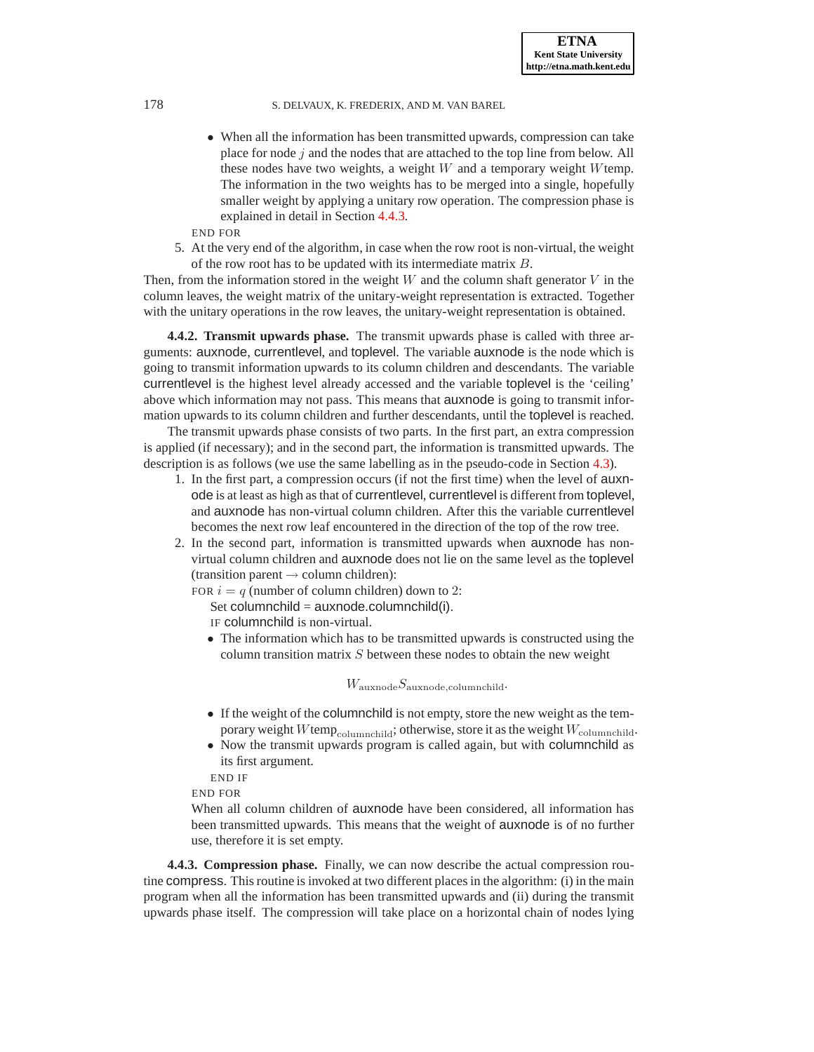- When all the information has been transmitted upwards, compression can take place for node $j$ and the nodes that are attached to the top line from below. All these nodes have two weights, a weight $W$ and a temporary weight $W$temp. The information in the two weights has to be merged into a single, hopefully smaller weight by applying a unitary row operation. The compression phase is explained in detail in Section 4.4.3.

END FOR

5. At the very end of the algorithm, in case when the row root is non-virtual, the weight of the row root has to be updated with its intermediate matrix $B$.

Then, from the information stored in the weight $W$ and the column shaft generator $V$ in the column leaves, the weight matrix of the unitary-weight representation is extracted. Together with the unitary operations in the row leaves, the unitary-weight representation is obtained.

**4.4.2. Transmit upwards phase.** The transmit upwards phase is called with three arguments: auxnode, currentlevel, and toplevel. The variable auxnode is the node which is going to transmit information upwards to its column children and descendants. The variable currentlevel is the highest level already accessed and the variable toplevel is the 'ceiling' above which information may not pass. This means that auxnode is going to transmit information upwards to its column children and further descendants, until the toplevel is reached.

The transmit upwards phase consists of two parts. In the first part, an extra compression is applied (if necessary); and in the second part, the information is transmitted upwards. The description is as follows (we use the same labelling as in the pseudo-code in Section 4.3).

1. In the first part, a compression occurs (if not the first time) when the level of auxnode is at least as high as that of currentlevel, currentlevel is different from toplevel, and auxnode has non-virtual column children. After this the variable currentlevel becomes the next row leaf encountered in the direction of the top of the row tree.
2. In the second part, information is transmitted upwards when auxnode has non-virtual column children and auxnode does not lie on the same level as the toplevel (transition parent $\rightarrow$ column children):

FOR $i = q$ (number of column children) down to $2$:

Set columnchild = auxnode.columnchild(i).

IF columnchild is non-virtual.

- The information which has to be transmitted upwards is constructed using the column transition matrix $S$ between these nodes to obtain the new weight

$$W_{\text{auxnode}} S_{\text{auxnode,columnchild}}.$$

- If the weight of the columnchild is not empty, store the new weight as the temporary weight $W\text{temp}_{\text{columnchild}}$; otherwise, store it as the weight $W_{\text{columnchild}}$.
- Now the transmit upwards program is called again, but with columnchild as its first argument.

END IF

END FOR

When all column children of auxnode have been considered, all information has been transmitted upwards. This means that the weight of auxnode is of no further use, therefore it is set empty.

**4.4.3. Compression phase.** Finally, we can now describe the actual compression routine compress. This routine is invoked at two different places in the algorithm: (i) in the main program when all the information has been transmitted upwards and (ii) during the transmit upwards phase itself. The compression will take place on a horizontal chain of nodes lying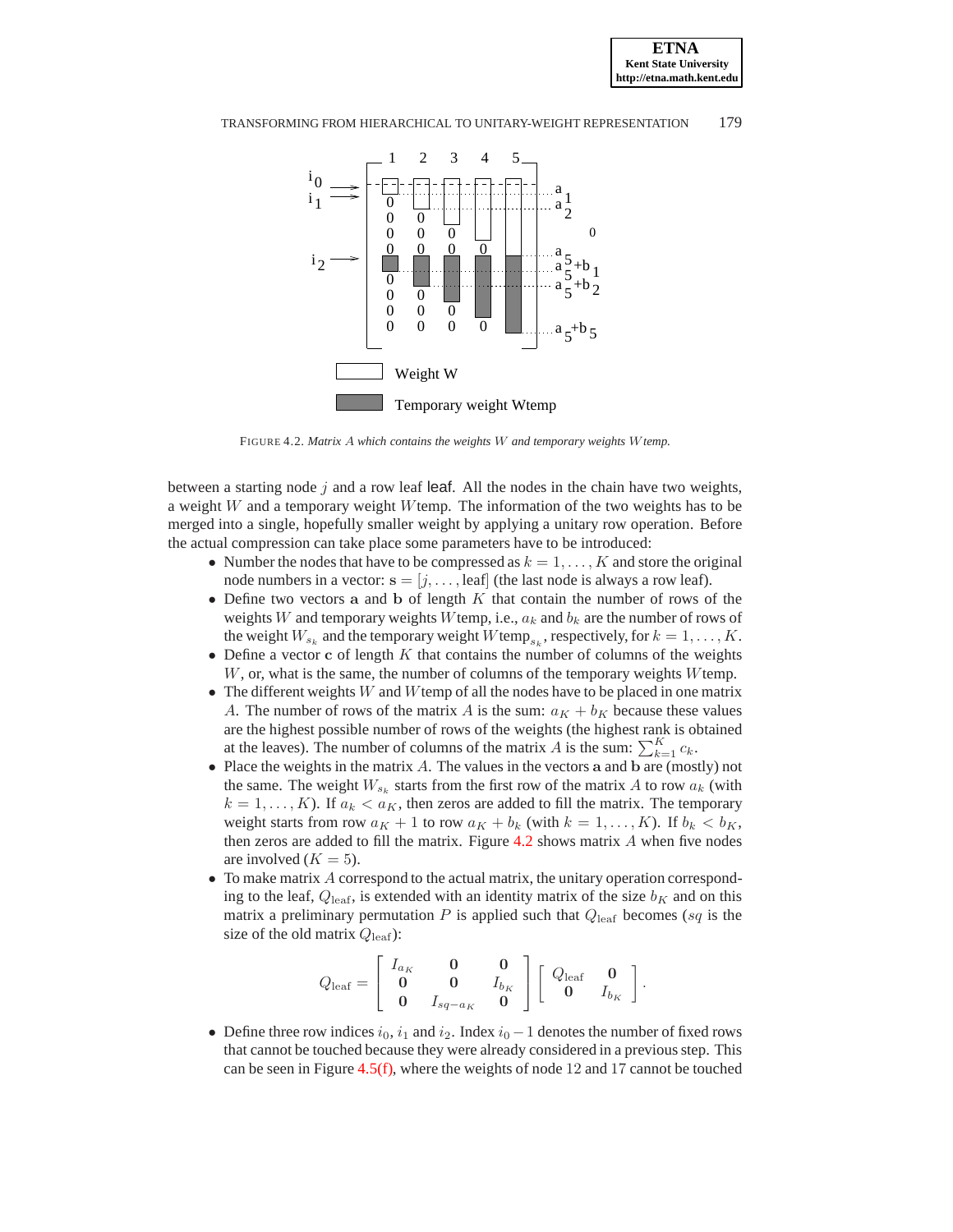FIGURE 4.2. *Matrix $A$ which contains the weights $W$ and temporary weights $W$temp.*

between a starting node $j$ and a row leaf leaf. All the nodes in the chain have two weights, a weight $W$ and a temporary weight $W$temp. The information of the two weights has to be merged into a single, hopefully smaller weight by applying a unitary row operation. Before the actual compression can take place some parameters have to be introduced:

- Number the nodes that have to be compressed as $k = 1, \ldots, K$ and store the original node numbers in a vector: $\mathbf{s} = [j, \ldots, \text{leaf}]$ (the last node is always a row leaf).
- Define two vectors $\mathbf{a}$ and $\mathbf{b}$ of length $K$ that contain the number of rows of the weights $W$ and temporary weights $W$temp, i.e., $a_k$ and $b_k$ are the number of rows of the weight $W_{s_k}$ and the temporary weight $W\text{temp}_{s_k}$, respectively, for $k = 1, \ldots, K$.
- Define a vector $\mathbf{c}$ of length $K$ that contains the number of columns of the weights $W$, or, what is the same, the number of columns of the temporary weights $W$temp.
- The different weights $W$ and $W$temp of all the nodes have to be placed in one matrix $A$. The number of rows of the matrix $A$ is the sum: $a_K + b_K$ because these values are the highest possible number of rows of the weights (the highest rank is obtained at the leaves). The number of columns of the matrix $A$ is the sum: $\sum_{k=1}^{K} c_k$.
- Place the weights in the matrix $A$. The values in the vectors $\mathbf{a}$ and $\mathbf{b}$ are (mostly) not the same. The weight $W_{s_k}$ starts from the first row of the matrix $A$ to row $a_k$ (with $k = 1, \ldots, K$). If $a_k < a_K$, then zeros are added to fill the matrix. The temporary weight starts from row $a_K + 1$ to row $a_K + b_k$ (with $k = 1, \ldots, K$). If $b_k < b_K$, then zeros are added to fill the matrix. Figure 4.2 shows matrix $A$ when five nodes are involved ($K = 5$).
- To make matrix $A$ correspond to the actual matrix, the unitary operation corresponding to the leaf, $Q_{\text{leaf}}$, is extended with an identity matrix of the size $b_K$ and on this matrix a preliminary permutation $P$ is applied such that $Q_{\text{leaf}}$ becomes ($sq$ is the size of the old matrix $Q_{\text{leaf}}$):

$$Q_{\text{leaf}} = \begin{bmatrix} I_{a_K} & \mathbf{0} & \mathbf{0} \\ \mathbf{0} & \mathbf{0} & I_{b_K} \\ \mathbf{0} & I_{sq-a_K} & \mathbf{0} \end{bmatrix} \begin{bmatrix} Q_{\text{leaf}} & \mathbf{0} \\ \mathbf{0} & I_{b_K} \end{bmatrix}.$$

- Define three row indices $i_0$, $i_1$ and $i_2$. Index $i_0 - 1$ denotes the number of fixed rows that cannot be touched because they were already considered in a previous step. This can be seen in Figure 4.5(f), where the weights of node 12 and 17 cannot be touched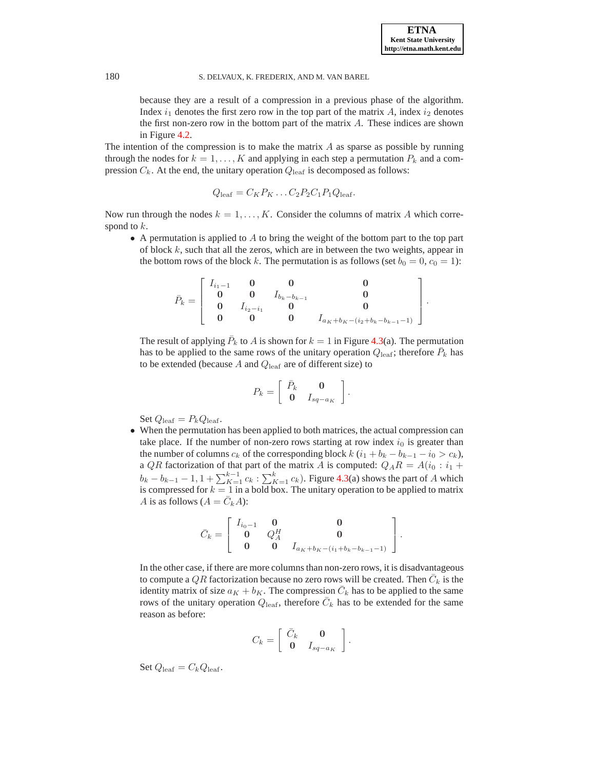because they are a result of a compression in a previous phase of the algorithm. Index $i_1$ denotes the first zero row in the top part of the matrix $A$, index $i_2$ denotes the first non-zero row in the bottom part of the matrix $A$. These indices are shown in Figure 4.2.

The intention of the compression is to make the matrix $A$ as sparse as possible by running through the nodes for $k = 1, \ldots, K$ and applying in each step a permutation $P_k$ and a compression $C_k$. At the end, the unitary operation $Q_{\text{leaf}}$ is decomposed as follows:

$$Q_{\text{leaf}} = C_K P_K \ldots C_2 P_2 C_1 P_1 Q_{\text{leaf}}.$$

Now run through the nodes $k = 1, \ldots, K$. Consider the columns of matrix $A$ which correspond to $k$.

- A permutation is applied to $A$ to bring the weight of the bottom part to the top part of block $k$, such that all the zeros, which are in between the two weights, appear in the bottom rows of the block $k$. The permutation is as follows (set $b_0 = 0$, $c_0 = 1$):

$$\bar{P}_k = \begin{bmatrix} I_{i_1-1} & \mathbf{0} & \mathbf{0} & \mathbf{0} \\ \mathbf{0} & \mathbf{0} & I_{b_k - b_{k-1}} & \mathbf{0} \\ \mathbf{0} & I_{i_2 - i_1} & \mathbf{0} & \mathbf{0} \\ \mathbf{0} & \mathbf{0} & \mathbf{0} & I_{a_K + b_K - (i_2 + b_k - b_{k-1} - 1)} \end{bmatrix}.$$

  The result of applying $\bar{P}_k$ to $A$ is shown for $k = 1$ in Figure 4.3(a). The permutation has to be applied to the same rows of the unitary operation $Q_{\text{leaf}}$; therefore $\bar{P}_k$ has to be extended (because $A$ and $Q_{\text{leaf}}$ are of different size) to

$$P_k = \begin{bmatrix} \bar{P}_k & \mathbf{0} \\ \mathbf{0} & I_{sq - a_K} \end{bmatrix}.$$

  Set $Q_{\text{leaf}} = P_k Q_{\text{leaf}}$.

- When the permutation has been applied to both matrices, the actual compression can take place. If the number of non-zero rows starting at row index $i_0$ is greater than the number of columns $c_k$ of the corresponding block $k$ ($i_1 + b_k - b_{k-1} - i_0 > c_k$), a $QR$ factorization of that part of the matrix $A$ is computed: $Q_A R = A(i_0 : i_1 + b_k - b_{k-1} - 1, 1 + \sum_{K=1}^{k-1} c_k : \sum_{K=1}^{k} c_k)$. Figure 4.3(a) shows the part of $A$ which is compressed for $k = 1$ in a bold box. The unitary operation to be applied to matrix $A$ is as follows ($A = \bar{C}_k A$):

$$\bar{C}_k = \begin{bmatrix} I_{i_0-1} & \mathbf{0} & \mathbf{0} \\ \mathbf{0} & Q_A^H & \mathbf{0} \\ \mathbf{0} & \mathbf{0} & I_{a_K + b_K - (i_1 + b_k - b_{k-1} - 1)} \end{bmatrix}.$$

  In the other case, if there are more columns than non-zero rows, it is disadvantageous to compute a $QR$ factorization because no zero rows will be created. Then $\bar{C}_k$ is the identity matrix of size $a_K + b_K$. The compression $\bar{C}_k$ has to be applied to the same rows of the unitary operation $Q_{\text{leaf}}$, therefore $\bar{C}_k$ has to be extended for the same reason as before:

$$C_k = \begin{bmatrix} \bar{C}_k & \mathbf{0} \\ \mathbf{0} & I_{sq - a_K} \end{bmatrix}.$$

  Set $Q_{\text{leaf}} = C_k Q_{\text{leaf}}$.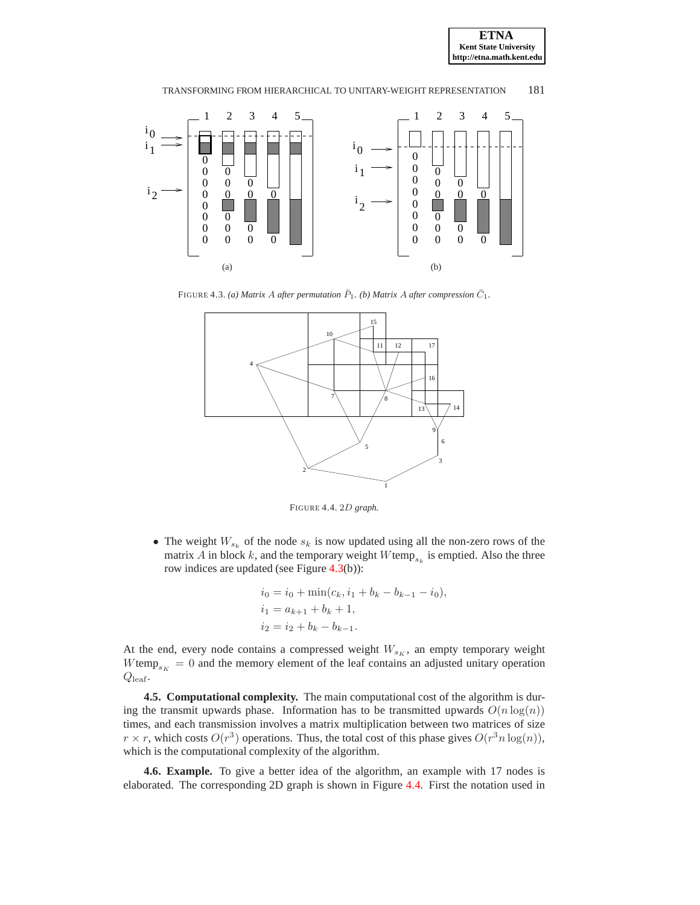FIGURE 4.3. *(a) Matrix $A$ after permutation $\bar{P}_1$. (b) Matrix $A$ after compression $\bar{C}_1$.*

FIGURE 4.4. *2D graph.*

- The weight $W_{s_k}$ of the node $s_k$ is now updated using all the non-zero rows of the matrix $A$ in block $k$, and the temporary weight $W\text{temp}_{s_k}$ is emptied. Also the three row indices are updated (see Figure 4.3(b)):

$$
\begin{aligned}
i_0 &= i_0 + \min(c_k, i_1 + b_k - b_{k-1} - i_0), \\
i_1 &= a_{k+1} + b_k + 1, \\
i_2 &= i_2 + b_k - b_{k-1}.
\end{aligned}
$$

At the end, every node contains a compressed weight $W_{s_K}$, an empty temporary weight $W\text{temp}_{s_K} = 0$ and the memory element of the leaf contains an adjusted unitary operation $Q_{\text{leaf}}$.

**4.5. Computational complexity.** The main computational cost of the algorithm is during the transmit upwards phase. Information has to be transmitted upwards $O(n\log(n))$ times, and each transmission involves a matrix multiplication between two matrices of size $r \times r$, which costs $O(r^3)$ operations. Thus, the total cost of this phase gives $O(r^3 n\log(n))$, which is the computational complexity of the algorithm.

**4.6. Example.** To give a better idea of the algorithm, an example with 17 nodes is elaborated. The corresponding 2D graph is shown in Figure 4.4. First the notation used in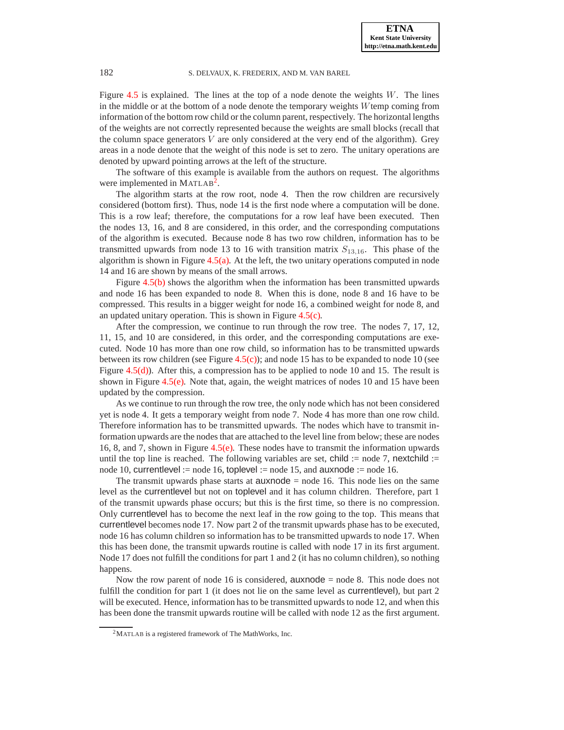Figure 4.5 is explained. The lines at the top of a node denote the weights $W$. The lines in the middle or at the bottom of a node denote the temporary weights $W$temp coming from information of the bottom row child or the column parent, respectively. The horizontal lengths of the weights are not correctly represented because the weights are small blocks (recall that the column space generators $V$ are only considered at the very end of the algorithm). Grey areas in a node denote that the weight of this node is set to zero. The unitary operations are denoted by upward pointing arrows at the left of the structure.

The software of this example is available from the authors on request. The algorithms were implemented in MATLAB[2].

The algorithm starts at the row root, node 4. Then the row children are recursively considered (bottom first). Thus, node 14 is the first node where a computation will be done. This is a row leaf; therefore, the computations for a row leaf have been executed. Then the nodes 13, 16, and 8 are considered, in this order, and the corresponding computations of the algorithm is executed. Because node 8 has two row children, information has to be transmitted upwards from node 13 to 16 with transition matrix $S_{13,16}$. This phase of the algorithm is shown in Figure 4.5(a). At the left, the two unitary operations computed in node 14 and 16 are shown by means of the small arrows.

Figure 4.5(b) shows the algorithm when the information has been transmitted upwards and node 16 has been expanded to node 8. When this is done, node 8 and 16 have to be compressed. This results in a bigger weight for node 16, a combined weight for node 8, and an updated unitary operation. This is shown in Figure 4.5(c).

After the compression, we continue to run through the row tree. The nodes 7, 17, 12, 11, 15, and 10 are considered, in this order, and the corresponding computations are executed. Node 10 has more than one row child, so information has to be transmitted upwards between its row children (see Figure 4.5(c)); and node 15 has to be expanded to node 10 (see Figure 4.5(d)). After this, a compression has to be applied to node 10 and 15. The result is shown in Figure 4.5(e). Note that, again, the weight matrices of nodes 10 and 15 have been updated by the compression.

As we continue to run through the row tree, the only node which has not been considered yet is node 4. It gets a temporary weight from node 7. Node 4 has more than one row child. Therefore information has to be transmitted upwards. The nodes which have to transmit information upwards are the nodes that are attached to the level line from below; these are nodes 16, 8, and 7, shown in Figure 4.5(e). These nodes have to transmit the information upwards until the top line is reached. The following variables are set, child := node 7, nextchild := node 10, currentlevel := node 16, toplevel := node 15, and auxnode := node 16.

The transmit upwards phase starts at auxnode = node 16. This node lies on the same level as the currentlevel but not on toplevel and it has column children. Therefore, part 1 of the transmit upwards phase occurs; but this is the first time, so there is no compression. Only currentlevel has to become the next leaf in the row going to the top. This means that currentlevel becomes node 17. Now part 2 of the transmit upwards phase has to be executed, node 16 has column children so information has to be transmitted upwards to node 17. When this has been done, the transmit upwards routine is called with node 17 in its first argument. Node 17 does not fulfill the conditions for part 1 and 2 (it has no column children), so nothing happens.

Now the row parent of node 16 is considered, auxnode = node 8. This node does not fulfill the condition for part 1 (it does not lie on the same level as currentlevel), but part 2 will be executed. Hence, information has to be transmitted upwards to node 12, and when this has been done the transmit upwards routine will be called with node 12 as the first argument.

[2] MATLAB is a registered framework of The MathWorks, Inc.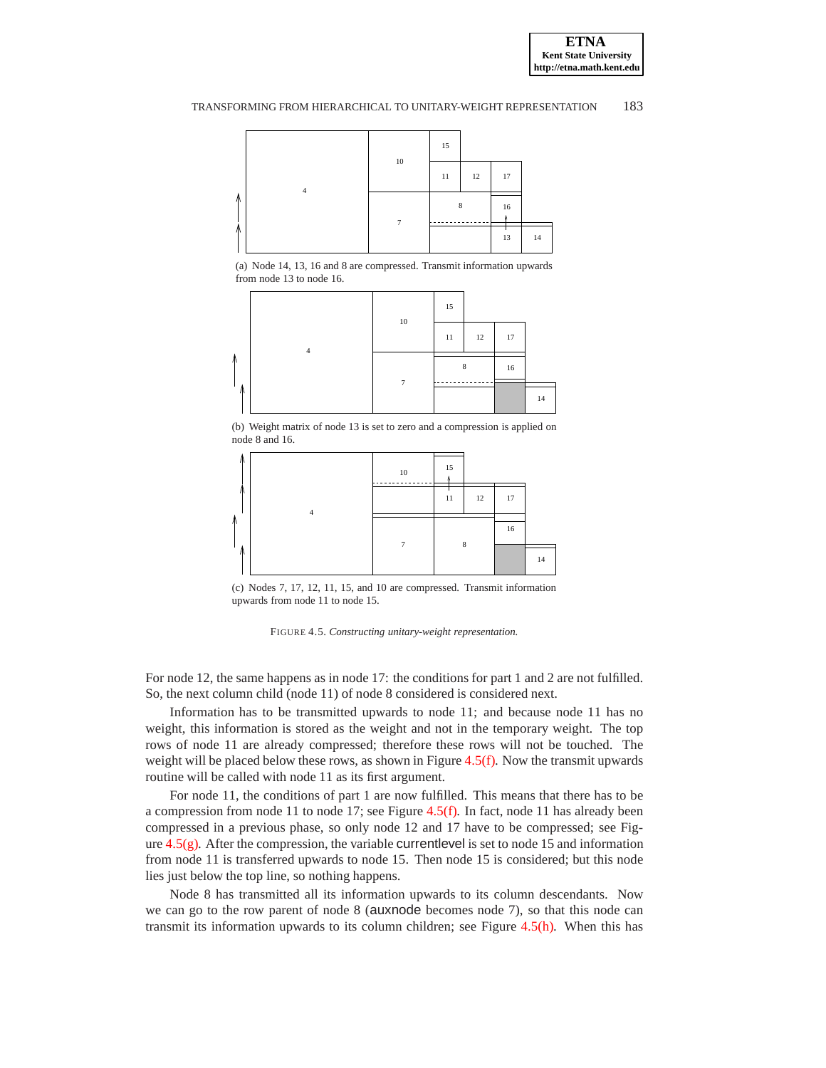(a) Node 14, 13, 16 and 8 are compressed. Transmit information upwards from node 13 to node 16.

(b) Weight matrix of node 13 is set to zero and a compression is applied on node 8 and 16.

(c) Nodes 7, 17, 12, 11, 15, and 10 are compressed. Transmit information upwards from node 11 to node 15.

FIGURE 4.5. *Constructing unitary-weight representation.*

For node 12, the same happens as in node 17: the conditions for part 1 and 2 are not fulfilled. So, the next column child (node 11) of node 8 considered is considered next.

Information has to be transmitted upwards to node 11; and because node 11 has no weight, this information is stored as the weight and not in the temporary weight. The top rows of node 11 are already compressed; therefore these rows will not be touched. The weight will be placed below these rows, as shown in Figure 4.5(f). Now the transmit upwards routine will be called with node 11 as its first argument.

For node 11, the conditions of part 1 are now fulfilled. This means that there has to be a compression from node 11 to node 17; see Figure 4.5(f). In fact, node 11 has already been compressed in a previous phase, so only node 12 and 17 have to be compressed; see Figure 4.5(g). After the compression, the variable currentlevel is set to node 15 and information from node 11 is transferred upwards to node 15. Then node 15 is considered; but this node lies just below the top line, so nothing happens.

Node 8 has transmitted all its information upwards to its column descendants. Now we can go to the row parent of node 8 (auxnode becomes node 7), so that this node can transmit its information upwards to its column children; see Figure 4.5(h). When this has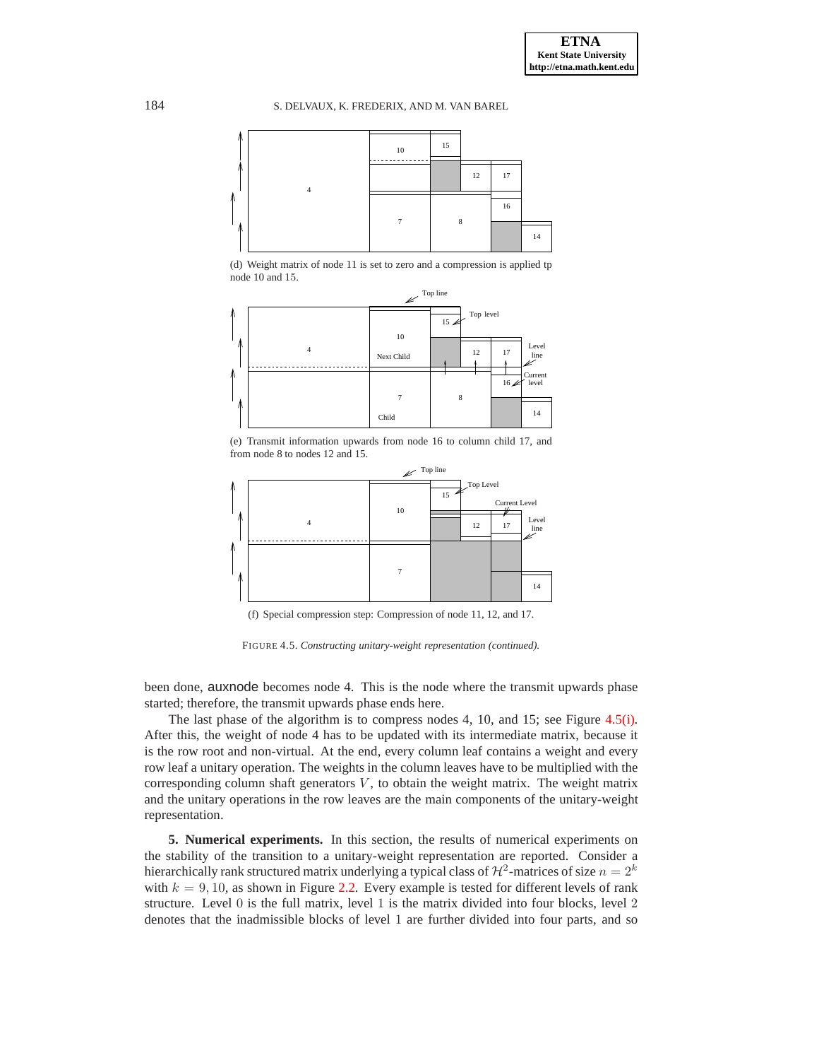(d) Weight matrix of node 11 is set to zero and a compression is applied tp node 10 and 15.

(e) Transmit information upwards from node 16 to column child 17, and from node 8 to nodes 12 and 15.

(f) Special compression step: Compression of node 11, 12, and 17.

FIGURE 4.5. *Constructing unitary-weight representation (continued).*

been done, auxnode becomes node 4. This is the node where the transmit upwards phase started; therefore, the transmit upwards phase ends here.

The last phase of the algorithm is to compress nodes 4, 10, and 15; see Figure 4.5(i). After this, the weight of node 4 has to be updated with its intermediate matrix, because it is the row root and non-virtual. At the end, every column leaf contains a weight and every row leaf a unitary operation. The weights in the column leaves have to be multiplied with the corresponding column shaft generators $V$, to obtain the weight matrix. The weight matrix and the unitary operations in the row leaves are the main components of the unitary-weight representation.

**5. Numerical experiments.** In this section, the results of numerical experiments on the stability of the transition to a unitary-weight representation are reported. Consider a hierarchically rank structured matrix underlying a typical class of $\mathcal{H}^2$-matrices of size $n = 2^k$ with $k = 9, 10$, as shown in Figure 2.2. Every example is tested for different levels of rank structure. Level $0$ is the full matrix, level $1$ is the matrix divided into four blocks, level $2$ denotes that the inadmissible blocks of level $1$ are further divided into four parts, and so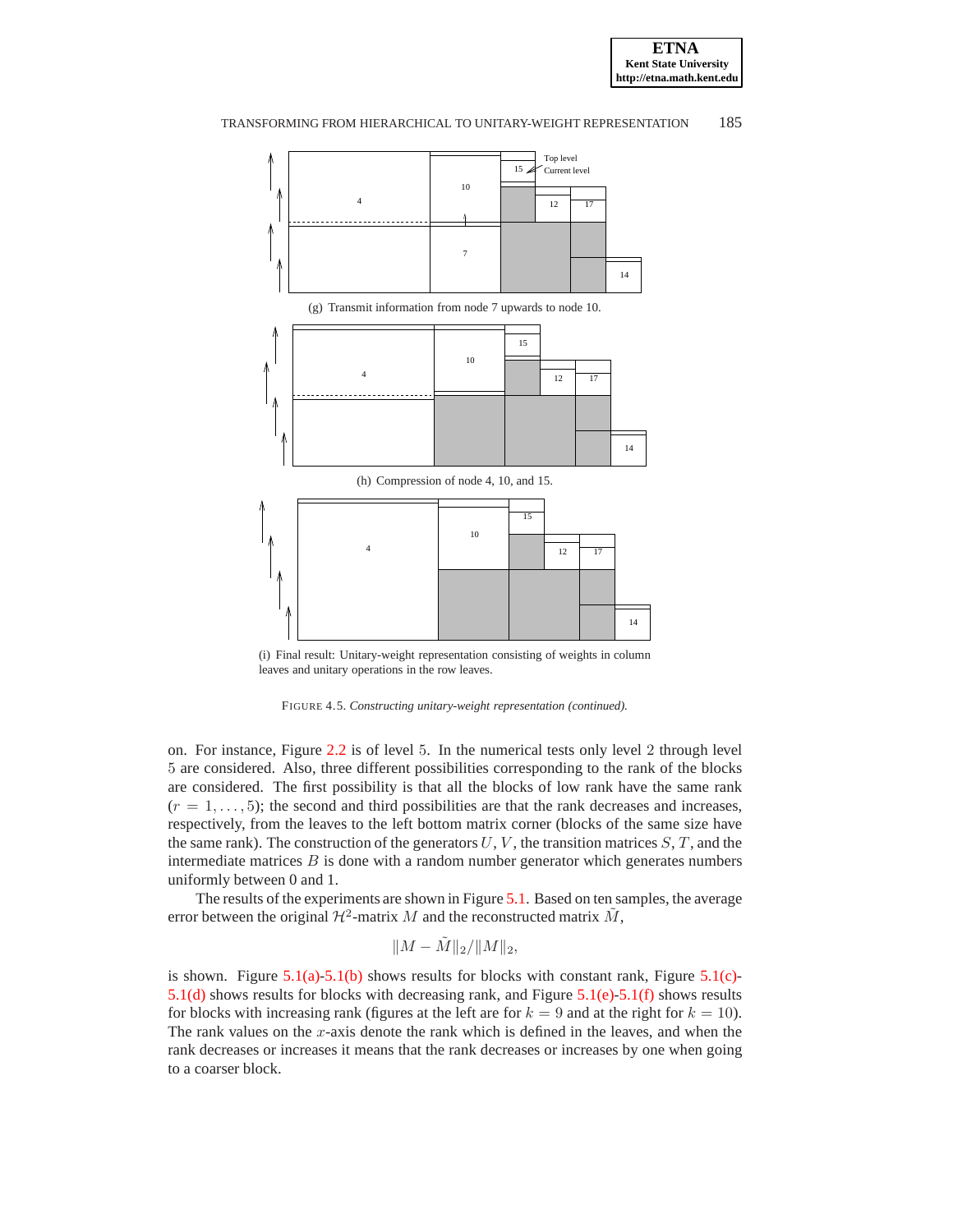(g) Transmit information from node 7 upwards to node 10.

(h) Compression of node 4, 10, and 15.

(i) Final result: Unitary-weight representation consisting of weights in column leaves and unitary operations in the row leaves.

FIGURE 4.5. *Constructing unitary-weight representation (continued).*

on. For instance, Figure 2.2 is of level 5. In the numerical tests only level 2 through level 5 are considered. Also, three different possibilities corresponding to the rank of the blocks are considered. The first possibility is that all the blocks of low rank have the same rank ($r = 1, \ldots, 5$); the second and third possibilities are that the rank decreases and increases, respectively, from the leaves to the left bottom matrix corner (blocks of the same size have the same rank). The construction of the generators $U$, $V$, the transition matrices $S$, $T$, and the intermediate matrices $B$ is done with a random number generator which generates numbers uniformly between 0 and 1.

The results of the experiments are shown in Figure 5.1. Based on ten samples, the average error between the original $\mathcal{H}^2$-matrix $M$ and the reconstructed matrix $\tilde{M}$,

$$\|M - \tilde{M}\|_2 / \|M\|_2,$$

is shown. Figure 5.1(a)-5.1(b) shows results for blocks with constant rank, Figure 5.1(c)-5.1(d) shows results for blocks with decreasing rank, and Figure 5.1(e)-5.1(f) shows results for blocks with increasing rank (figures at the left are for $k = 9$ and at the right for $k = 10$). The rank values on the $x$-axis denote the rank which is defined in the leaves, and when the rank decreases or increases it means that the rank decreases or increases by one when going to a coarser block.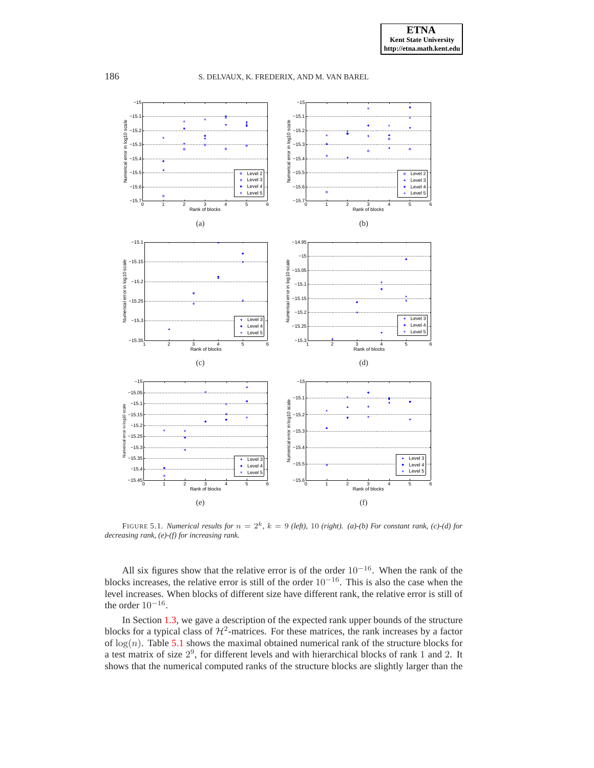(a) (b)

(c) (d)

(e) (f)

FIGURE 5.1. *Numerical results for $n = 2^k$, $k = 9$ (left), 10 (right). (a)-(b) For constant rank, (c)-(d) for decreasing rank, (e)-(f) for increasing rank.*

All six figures show that the relative error is of the order $10^{-16}$. When the rank of the blocks increases, the relative error is still of the order $10^{-16}$. This is also the case when the level increases. When blocks of different size have different rank, the relative error is still of the order $10^{-16}$.

In Section 1.3, we gave a description of the expected rank upper bounds of the structure blocks for a typical class of $\mathcal{H}^2$-matrices. For these matrices, the rank increases by a factor of $\log(n)$. Table 5.1 shows the maximal obtained numerical rank of the structure blocks for a test matrix of size $2^9$, for different levels and with hierarchical blocks of rank 1 and 2. It shows that the numerical computed ranks of the structure blocks are slightly larger than the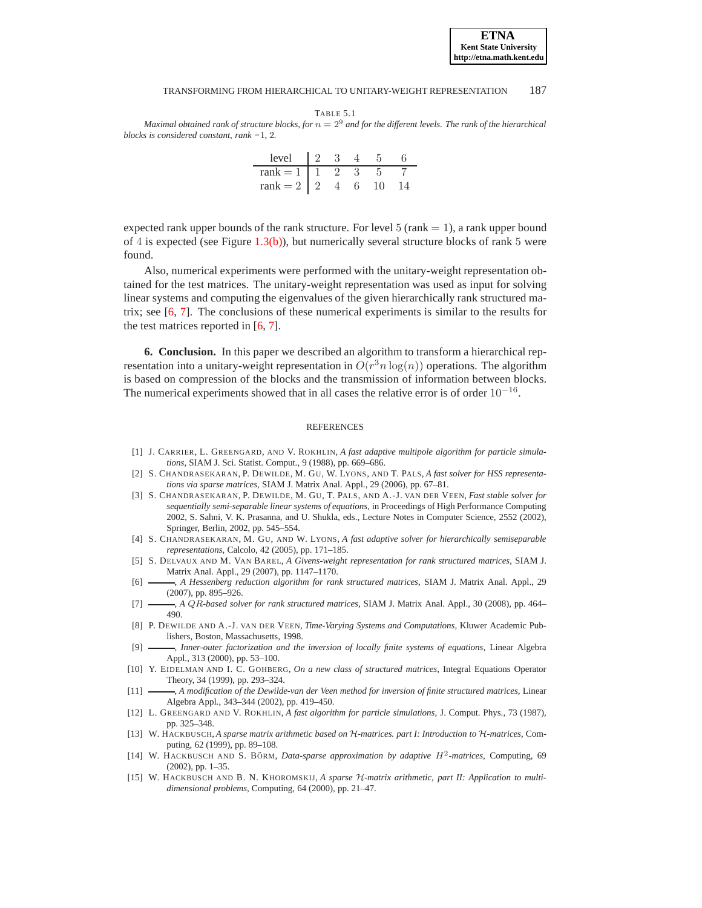TABLE 5.1

*Maximal obtained rank of structure blocks, for $n = 2^9$ and for the different levels. The rank of the hierarchical blocks is considered constant, rank =1, 2.*

| level | 2 | 3 | 4 | 5 | 6 |
|---|---|---|---|---|---|
| rank $= 1$ | 1 | 2 | 3 | 5 | 7 |
| rank $= 2$ | 2 | 4 | 6 | 10 | 14 |

expected rank upper bounds of the rank structure. For level 5 (rank $= 1$), a rank upper bound of 4 is expected (see Figure 1.3(b)), but numerically several structure blocks of rank 5 were found.

Also, numerical experiments were performed with the unitary-weight representation obtained for the test matrices. The unitary-weight representation was used as input for solving linear systems and computing the eigenvalues of the given hierarchically rank structured matrix; see [6, 7]. The conclusions of these numerical experiments is similar to the results for the test matrices reported in [6, 7].

## 6. Conclusion.

In this paper we described an algorithm to transform a hierarchical representation into a unitary-weight representation in $O(r^3 n \log(n))$ operations. The algorithm is based on compression of the blocks and the transmission of information between blocks. The numerical experiments showed that in all cases the relative error is of order $10^{-16}$.

## REFERENCES

[1] J. Carrier, L. Greengard, and V. Rokhlin, *A fast adaptive multipole algorithm for particle simulations*, SIAM J. Sci. Statist. Comput., 9 (1988), pp. 669–686.

[2] S. Chandrasekaran, P. Dewilde, M. Gu, W. Lyons, and T. Pals, *A fast solver for HSS representations via sparse matrices*, SIAM J. Matrix Anal. Appl., 29 (2006), pp. 67–81.

[3] S. Chandrasekaran, P. Dewilde, M. Gu, T. Pals, and A.-J. van der Veen, *Fast stable solver for sequentially semi-separable linear systems of equations*, in Proceedings of High Performance Computing 2002, S. Sahni, V. K. Prasanna, and U. Shukla, eds., Lecture Notes in Computer Science, 2552 (2002), Springer, Berlin, 2002, pp. 545–554.

[4] S. Chandrasekaran, M. Gu, and W. Lyons, *A fast adaptive solver for hierarchically semiseparable representations*, Calcolo, 42 (2005), pp. 171–185.

[5] S. Delvaux and M. Van Barel, *A Givens-weight representation for rank structured matrices*, SIAM J. Matrix Anal. Appl., 29 (2007), pp. 1147–1170.

[6] ———, *A Hessenberg reduction algorithm for rank structured matrices*, SIAM J. Matrix Anal. Appl., 29 (2007), pp. 895–926.

[7] ———, *A $QR$-based solver for rank structured matrices*, SIAM J. Matrix Anal. Appl., 30 (2008), pp. 464–490.

[8] P. Dewilde and A.-J. van der Veen, *Time-Varying Systems and Computations*, Kluwer Academic Publishers, Boston, Massachusetts, 1998.

[9] ———, *Inner-outer factorization and the inversion of locally finite systems of equations*, Linear Algebra Appl., 313 (2000), pp. 53–100.

[10] Y. Eidelman and I. C. Gohberg, *On a new class of structured matrices*, Integral Equations Operator Theory, 34 (1999), pp. 293–324.

[11] ———, *A modification of the Dewilde-van der Veen method for inversion of finite structured matrices*, Linear Algebra Appl., 343–344 (2002), pp. 419–450.

[12] L. Greengard and V. Rokhlin, *A fast algorithm for particle simulations*, J. Comput. Phys., 73 (1987), pp. 325–348.

[13] W. Hackbusch, *A sparse matrix arithmetic based on $\mathcal{H}$-matrices. part I: Introduction to $\mathcal{H}$-matrices*, Computing, 62 (1999), pp. 89–108.

[14] W. Hackbusch and S. Börm, *Data-sparse approximation by adaptive $H^2$-matrices*, Computing, 69 (2002), pp. 1–35.

[15] W. Hackbusch and B. N. Khoromskij, *A sparse $\mathcal{H}$-matrix arithmetic, part II: Application to multi-dimensional problems*, Computing, 64 (2000), pp. 21–47.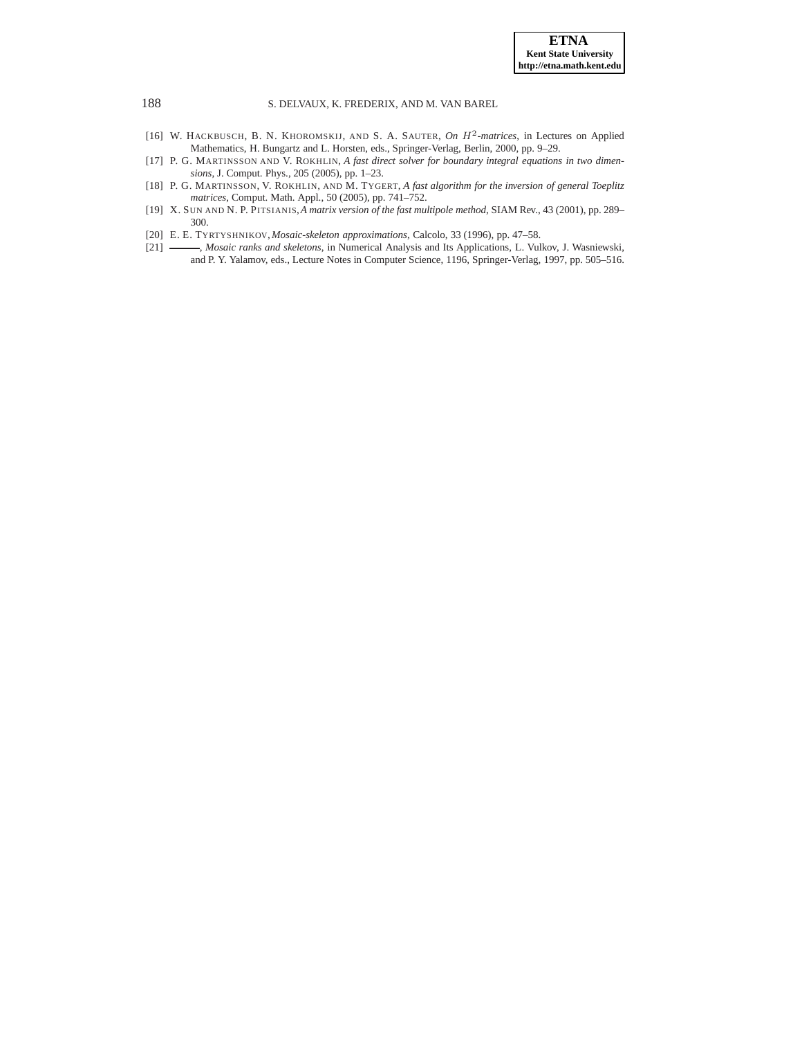[16] W. Hackbusch, B. N. Khoromskij, and S. A. Sauter, *On $H^2$-matrices*, in Lectures on Applied Mathematics, H. Bungartz and L. Horsten, eds., Springer-Verlag, Berlin, 2000, pp. 9–29.

[17] P. G. Martinsson and V. Rokhlin, *A fast direct solver for boundary integral equations in two dimensions*, J. Comput. Phys., 205 (2005), pp. 1–23.

[18] P. G. Martinsson, V. Rokhlin, and M. Tygert, *A fast algorithm for the inversion of general Toeplitz matrices*, Comput. Math. Appl., 50 (2005), pp. 741–752.

[19] X. Sun and N. P. Pitsianis, *A matrix version of the fast multipole method*, SIAM Rev., 43 (2001), pp. 289–300.

[20] E. E. Tyrtyshnikov, *Mosaic-skeleton approximations*, Calcolo, 33 (1996), pp. 47–58.

[21] ———, *Mosaic ranks and skeletons*, in Numerical Analysis and Its Applications, L. Vulkov, J. Wasniewski, and P. Y. Yalamov, eds., Lecture Notes in Computer Science, 1196, Springer-Verlag, 1997, pp. 505–516.